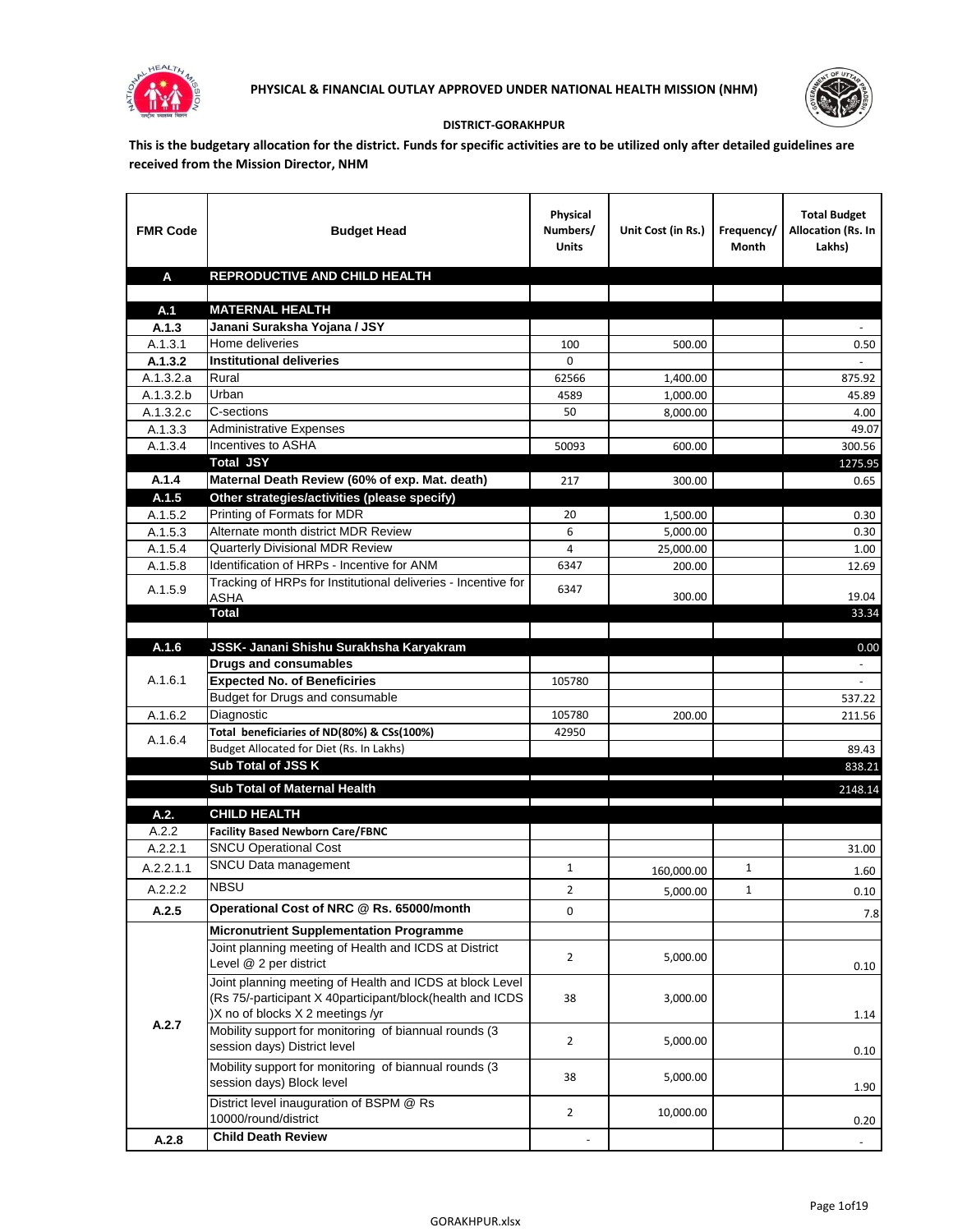**PHYSICAL & FINANCIAL OUTLAY APPROVED UNDER NATIONAL HEALTH MISSION (NHM)**

**DISTRICT-GORAKHPUR**

**This is the budgetary allocation for the district. Funds for specific activities are to be utilized only after detailed guidelines are received from the Mission Director, NHM**

| FMR Code | Budget Head | Physical Numbers/ Units | Unit Cost (in Rs.) | Frequency/ Month | Total Budget Allocation (Rs. In Lakhs) |
|---|---|---|---|---|---|
| **A** | **REPRODUCTIVE AND CHILD HEALTH** | | | | |
| | | | | | |
| **A.1** | **MATERNAL HEALTH** | | | | |
| **A.1.3** | **Janani Suraksha Yojana / JSY** | | | | - |
| A.1.3.1 | Home deliveries | 100 | 500.00 | | 0.50 |
| **A.1.3.2** | **Institutional deliveries** | 0 | | | - |
| A.1.3.2.a | Rural | 62566 | 1,400.00 | | 875.92 |
| A.1.3.2.b | Urban | 4589 | 1,000.00 | | 45.89 |
| A.1.3.2.c | C-sections | 50 | 8,000.00 | | 4.00 |
| A.1.3.3 | Administrative Expenses | | | | 49.07 |
| A.1.3.4 | Incentives to ASHA | 50093 | 600.00 | | 300.56 |
| | **Total JSY** | | | | 1275.95 |
| **A.1.4** | **Maternal Death Review (60% of exp. Mat. death)** | 217 | 300.00 | | 0.65 |
| **A.1.5** | **Other strategies/activities (please specify)** | | | | |
| A.1.5.2 | Printing of Formats for MDR | 20 | 1,500.00 | | 0.30 |
| A.1.5.3 | Alternate month district MDR Review | 6 | 5,000.00 | | 0.30 |
| A.1.5.4 | Quarterly Divisional MDR Review | 4 | 25,000.00 | | 1.00 |
| A.1.5.8 | Identification of HRPs - Incentive for ANM | 6347 | 200.00 | | 12.69 |
| A.1.5.9 | Tracking of HRPs for Institutional deliveries - Incentive for ASHA | 6347 | 300.00 | | 19.04 |
| | **Total** | | | | 33.34 |
| | | | | | |
| **A.1.6** | **JSSK- Janani Shishu Surakhsha Karyakram** | | | | 0.00 |
| A.1.6.1 | **Drugs and consumables** | | | | - |
| | **Expected No. of Beneficiries** | 105780 | | | - |
| | Budget for Drugs and consumable | | | | 537.22 |
| A.1.6.2 | Diagnostic | 105780 | 200.00 | | 211.56 |
| A.1.6.4 | **Total beneficiaries of ND(80%) & CSs(100%)** | 42950 | | | |
| | Budget Allocated for Diet (Rs. In Lakhs) | | | | 89.43 |
| | **Sub Total of JSS K** | | | | 838.21 |
| | **Sub Total of Maternal Health** | | | | 2148.14 |
| **A.2.** | **CHILD HEALTH** | | | | |
| A.2.2 | **Facility Based Newborn Care/FBNC** | | | | |
| A.2.2.1 | SNCU Operational Cost | | | | 31.00 |
| A.2.2.1.1 | SNCU Data management | 1 | 160,000.00 | 1 | 1.60 |
| A.2.2.2 | NBSU | 2 | 5,000.00 | 1 | 0.10 |
| **A.2.5** | **Operational Cost of NRC @ Rs. 65000/month** | 0 | | | 7.8 |
| A.2.7 | **Micronutrient Supplementation Programme** | | | | |
| | Joint planning meeting of Health and ICDS at District Level @ 2 per district | 2 | 5,000.00 | | 0.10 |
| | Joint planning meeting of Health and ICDS at block Level (Rs 75/-participant X 40participant/block(health and ICDS )X no of blocks X 2 meetings /yr | 38 | 3,000.00 | | 1.14 |
| | Mobility support for monitoring of biannual rounds (3 session days) District level | 2 | 5,000.00 | | 0.10 |
| | Mobility support for monitoring of biannual rounds (3 session days) Block level | 38 | 5,000.00 | | 1.90 |
| | District level inauguration of BSPM @ Rs 10000/round/district | 2 | 10,000.00 | | 0.20 |
| **A.2.8** | **Child Death Review** | - | | | - |

GORAKHPUR.xlsx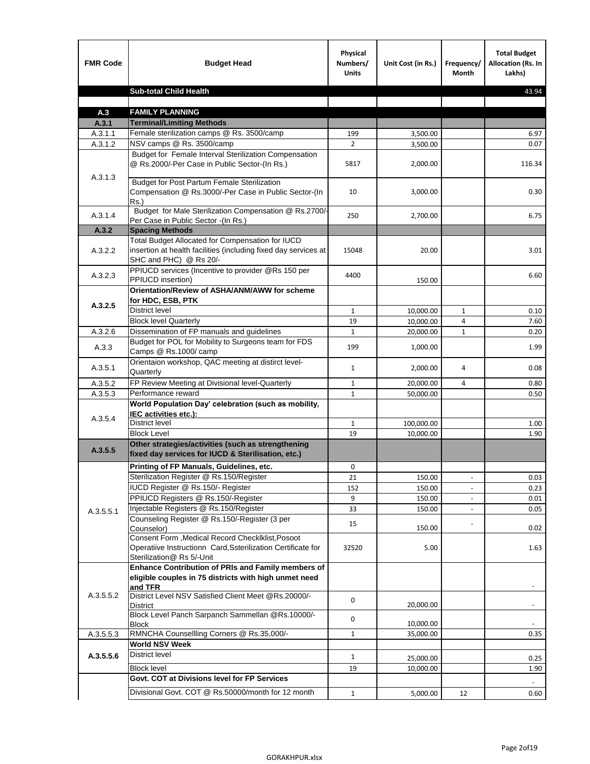| FMR Code | Budget Head | Physical Numbers/ Units | Unit Cost (in Rs.) | Frequency/ Month | Total Budget Allocation (Rs. In Lakhs) |
|---|---|---|---|---|---|
| | **Sub-total Child Health** | | | | 43.94 |
| | | | | | |
| **A.3** | **FAMILY PLANNING** | | | | |
| **A.3.1** | **Terminal/Limiting Methods** | | | | |
| A.3.1.1 | Female sterilization camps @ Rs. 3500/camp | 199 | 3,500.00 | | 6.97 |
| A.3.1.2 | NSV camps @ Rs. 3500/camp | 2 | 3,500.00 | | 0.07 |
| A.3.1.3 | Budget for Female Interval Sterilization Compensation @ Rs.2000/-Per Case in Public Sector-(In Rs.) | 5817 | 2,000.00 | | 116.34 |
| | Budget for Post Partum Female Sterilization Compensation @ Rs.3000/-Per Case in Public Sector-(In Rs.) | 10 | 3,000.00 | | 0.30 |
| A.3.1.4 | Budget for Male Sterilization Compensation @ Rs.2700/-Per Case in Public Sector -(In Rs.) | 250 | 2,700.00 | | 6.75 |
| **A.3.2** | **Spacing Methods** | | | | |
| A.3.2.2 | Total Budget Allocated for Compensation for IUCD insertion at health facilities (including fixed day services at SHC and PHC) @ Rs 20/- | 15048 | 20.00 | | 3.01 |
| A.3.2.3 | PPIUCD services (Incentive to provider @Rs 150 per PPIUCD insertion) | 4400 | 150.00 | | 6.60 |
| **A.3.2.5** | **Orientation/Review of ASHA/ANM/AWW for scheme for HDC, ESB, PTK** | | | | |
| | District level | 1 | 10,000.00 | 1 | 0.10 |
| | Block level Quarterly | 19 | 10,000.00 | 4 | 7.60 |
| A.3.2.6 | Dissemination of FP manuals and guidelines | 1 | 20,000.00 | 1 | 0.20 |
| A.3.3 | Budget for POL for Mobility to Surgeons team for FDS Camps @ Rs.1000/ camp | 199 | 1,000.00 | | 1.99 |
| A.3.5.1 | Orientaion workshop, QAC meeting at distirct level-Quarterly | 1 | 2,000.00 | 4 | 0.08 |
| A.3.5.2 | FP Review Meeting at Divisional level-Quarterly | 1 | 20,000.00 | 4 | 0.80 |
| A.3.5.3 | Performance reward | 1 | 50,000.00 | | 0.50 |
| A.3.5.4 | **World Population Day' celebration (such as mobility, IEC activities etc.):** | | | | |
| | District level | 1 | 100,000.00 | | 1.00 |
| | Block Level | 19 | 10,000.00 | | 1.90 |
| **A.3.5.5** | **Other strategies/activities (such as strengthening fixed day services for IUCD & Sterilisation, etc.)** | | | | |
| A.3.5.5.1 | **Printing of FP Manuals, Guidelines, etc.** | 0 | | | |
| | Sterilization Register @ Rs.150/Register | 21 | 150.00 | - | 0.03 |
| | IUCD Register @ Rs.150/- Register | 152 | 150.00 | - | 0.23 |
| | PPIUCD Registers @ Rs.150/-Register | 9 | 150.00 | - | 0.01 |
| | Injectable Registers @ Rs.150/Register | 33 | 150.00 | - | 0.05 |
| | Counseling Register @ Rs.150/-Register (3 per Counselor) | 15 | 150.00 | - | 0.02 |
| | Consent Form ,Medical Record Checklklist,Posoot Operatiive Instructionn Card,Ssterilization Certificate for Sterilization@ Rs 5/-Unit | 32520 | 5.00 | | 1.63 |
| A.3.5.5.2 | **Enhance Contribution of PRIs and Family members of eligible couples in 75 districts with high unmet need and TFR** | | | | - |
| | District Level NSV Satisfied Client Meet @Rs.20000/-District | 0 | 20,000.00 | | - |
| | Block Level Panch Sarpanch Sammellan @Rs.10000/-Block | 0 | 10,000.00 | | - |
| A.3.5.5.3 | RMNCHA Counsellling Corners @ Rs.35,000/- | 1 | 35,000.00 | | 0.35 |
| **A.3.5.5.6** | **World NSV Week** | | | | |
| | District level | 1 | 25,000.00 | | 0.25 |
| | Block level | 19 | 10,000.00 | | 1.90 |
| | **Govt. COT at Divisions level for FP Services** | | | | - |
| | Divisional Govt. COT @ Rs.50000/month for 12 month | 1 | 5,000.00 | 12 | 0.60 |

GORAKHPUR.xlsx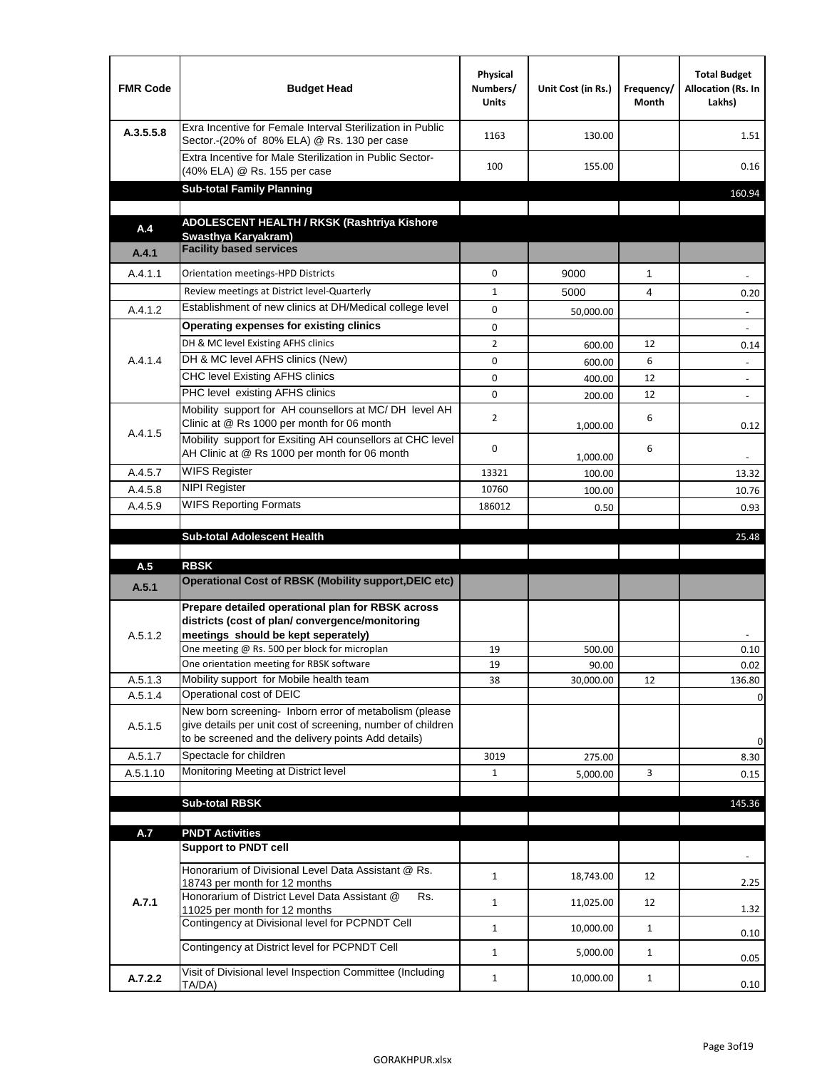| FMR Code | Budget Head | Physical Numbers/ Units | Unit Cost (in Rs.) | Frequency/ Month | Total Budget Allocation (Rs. In Lakhs) |
|---|---|---|---|---|---|
| A.3.5.5.8 | Exra Incentive for Female Interval Sterilization in Public Sector.-(20% of 80% ELA) @ Rs. 130 per case | 1163 | 130.00 | | 1.51 |
| | Extra Incentive for Male Sterilization in Public Sector-(40% ELA) @ Rs. 155 per case | 100 | 155.00 | | 0.16 |
| | **Sub-total Family Planning** | | | | 160.94 |
| | | | | | |
| **A.4** | **ADOLESCENT HEALTH / RKSK (Rashtriya Kishore Swasthya Karyakram)** | | | | |
| **A.4.1** | **Facility based services** | | | | |
| A.4.1.1 | Orientation meetings-HPD Districts | 0 | 9000 | 1 | - |
| | Review meetings at District level-Quarterly | 1 | 5000 | 4 | 0.20 |
| A.4.1.2 | Establishment of new clinics at DH/Medical college level | 0 | 50,000.00 | | - |
| A.4.1.4 | **Operating expenses for existing clinics** | 0 | | | - |
| | DH & MC level Existing AFHS clinics | 2 | 600.00 | 12 | 0.14 |
| | DH & MC level AFHS clinics (New) | 0 | 600.00 | 6 | - |
| | CHC level Existing AFHS clinics | 0 | 400.00 | 12 | - |
| | PHC level existing AFHS clinics | 0 | 200.00 | 12 | - |
| A.4.1.5 | Mobility support for AH counsellors at MC/ DH level AH Clinic at @ Rs 1000 per month for 06 month | 2 | 1,000.00 | 6 | 0.12 |
| | Mobility support for Exsiting AH counsellors at CHC level AH Clinic at @ Rs 1000 per month for 06 month | 0 | 1,000.00 | 6 | - |
| A.4.5.7 | WIFS Register | 13321 | 100.00 | | 13.32 |
| A.4.5.8 | NIPI Register | 10760 | 100.00 | | 10.76 |
| A.4.5.9 | WIFS Reporting Formats | 186012 | 0.50 | | 0.93 |
| | | | | | |
| | **Sub-total Adolescent Health** | | | | 25.48 |
| | | | | | |
| **A.5** | **RBSK** | | | | |
| **A.5.1** | **Operational Cost of RBSK (Mobility support,DEIC etc)** | | | | |
| A.5.1.2 | **Prepare detailed operational plan for RBSK across districts (cost of plan/ convergence/monitoring meetings should be kept seperately)** | | | | - |
| | One meeting @ Rs. 500 per block for microplan | 19 | 500.00 | | 0.10 |
| | One orientation meeting for RBSK software | 19 | 90.00 | | 0.02 |
| A.5.1.3 | Mobility support for Mobile health team | 38 | 30,000.00 | 12 | 136.80 |
| A.5.1.4 | Operational cost of DEIC | | | | 0 |
| A.5.1.5 | New born screening- Inborn error of metabolism (please give details per unit cost of screening, number of children to be screened and the delivery points Add details) | | | | 0 |
| A.5.1.7 | Spectacle for children | 3019 | 275.00 | | 8.30 |
| A.5.1.10 | Monitoring Meeting at District level | 1 | 5,000.00 | 3 | 0.15 |
| | | | | | |
| | **Sub-total RBSK** | | | | 145.36 |
| | | | | | |
| **A.7** | **PNDT Activities** | | | | |
| **A.7.1** | **Support to PNDT cell** | | | | - |
| | Honorarium of Divisional Level Data Assistant @ Rs. 18743 per month for 12 months | 1 | 18,743.00 | 12 | 2.25 |
| | Honorarium of District Level Data Assistant @ Rs. 11025 per month for 12 months | 1 | 11,025.00 | 12 | 1.32 |
| | Contingency at Divisional level for PCPNDT Cell | 1 | 10,000.00 | 1 | 0.10 |
| | Contingency at District level for PCPNDT Cell | 1 | 5,000.00 | 1 | 0.05 |
| **A.7.2.2** | Visit of Divisional level Inspection Committee (Including TA/DA) | 1 | 10,000.00 | 1 | 0.10 |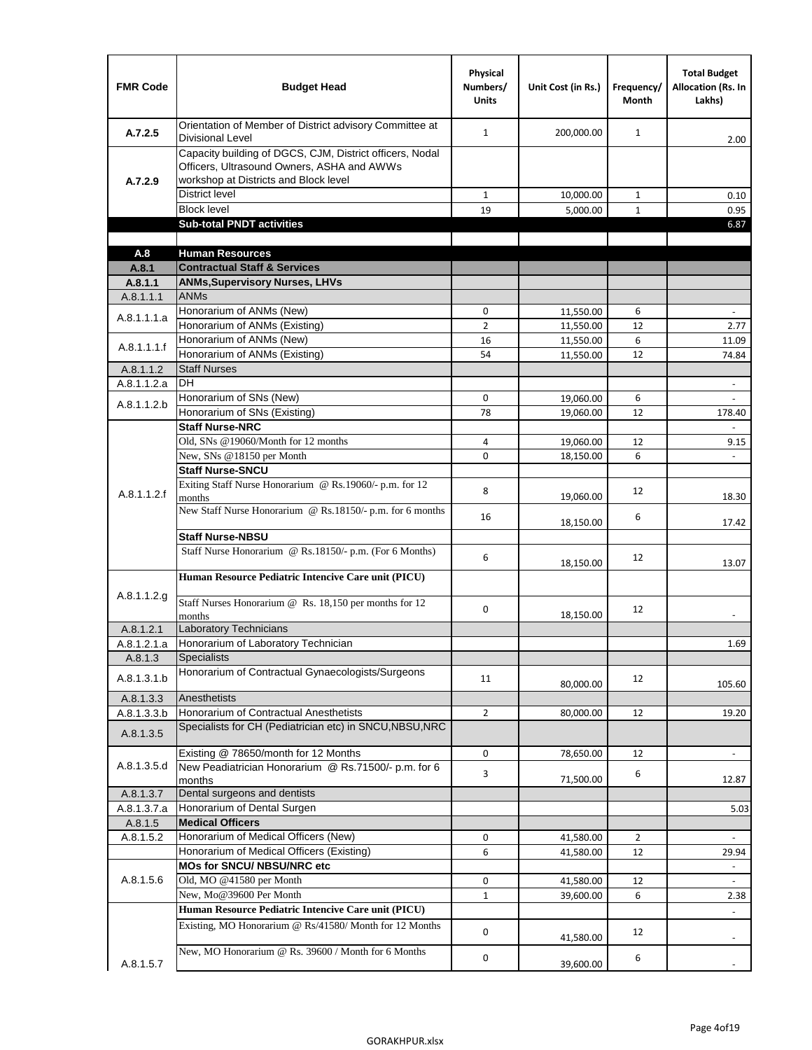| FMR Code | Budget Head | Physical Numbers/ Units | Unit Cost (in Rs.) | Frequency/ Month | Total Budget Allocation (Rs. In Lakhs) |
|---|---|---|---|---|---|
| A.7.2.5 | Orientation of Member of District advisory Committee at Divisional Level | 1 | 200,000.00 | 1 | 2.00 |
| A.7.2.9 | Capacity building of DGCS, CJM, District officers, Nodal Officers, Ultrasound Owners, ASHA and AWWs workshop at Districts and Block level | | | | |
| | District level | 1 | 10,000.00 | 1 | 0.10 |
| | Block level | 19 | 5,000.00 | 1 | 0.95 |
| | **Sub-total PNDT activities** | | | | 6.87 |
| | | | | | |
| **A.8** | **Human Resources** | | | | |
| **A.8.1** | **Contractual Staff & Services** | | | | |
| **A.8.1.1** | **ANMs,Supervisory Nurses, LHVs** | | | | |
| A.8.1.1.1 | ANMs | | | | |
| A.8.1.1.1.a | Honorarium of ANMs (New) | 0 | 11,550.00 | 6 | - |
| | Honorarium of ANMs (Existing) | 2 | 11,550.00 | 12 | 2.77 |
| A.8.1.1.1.f | Honorarium of ANMs (New) | 16 | 11,550.00 | 6 | 11.09 |
| | Honorarium of ANMs (Existing) | 54 | 11,550.00 | 12 | 74.84 |
| A.8.1.1.2 | Staff Nurses | | | | |
| A.8.1.1.2.a | DH | | | | - |
| A.8.1.1.2.b | Honorarium of SNs (New) | 0 | 19,060.00 | 6 | - |
| | Honorarium of SNs (Existing) | 78 | 19,060.00 | 12 | 178.40 |
| A.8.1.1.2.f | **Staff Nurse-NRC** | | | | - |
| | Old, SNs @19060/Month for 12 months | 4 | 19,060.00 | 12 | 9.15 |
| | New, SNs @18150 per Month | 0 | 18,150.00 | 6 | - |
| | **Staff Nurse-SNCU** | | | | |
| | Exiting Staff Nurse Honorarium @ Rs.19060/- p.m. for 12 months | 8 | 19,060.00 | 12 | 18.30 |
| | New Staff Nurse Honorarium @ Rs.18150/- p.m. for 6 months | 16 | 18,150.00 | 6 | 17.42 |
| | **Staff Nurse-NBSU** | | | | |
| | Staff Nurse Honorarium @ Rs.18150/- p.m. (For 6 Months) | 6 | 18,150.00 | 12 | 13.07 |
| A.8.1.1.2.g | **Human Resource Pediatric Intencive Care unit (PICU)** | | | | |
| | Staff Nurses Honorarium @ Rs. 18,150 per months for 12 months | 0 | 18,150.00 | 12 | - |
| A.8.1.2.1 | Laboratory Technicians | | | | |
| A.8.1.2.1.a | Honorarium of Laboratory Technician | | | | 1.69 |
| A.8.1.3 | Specialists | | | | |
| A.8.1.3.1.b | Honorarium of Contractual Gynaecologists/Surgeons | 11 | 80,000.00 | 12 | 105.60 |
| A.8.1.3.3 | Anesthetists | | | | |
| A.8.1.3.3.b | Honorarium of Contractual Anesthetists | 2 | 80,000.00 | 12 | 19.20 |
| A.8.1.3.5 | Specialists for CH (Pediatrician etc) in SNCU,NBSU,NRC | | | | |
| A.8.1.3.5.d | Existing @ 78650/month for 12 Months | 0 | 78,650.00 | 12 | - |
| | New Peadiatrician Honorarium @ Rs.71500/- p.m. for 6 months | 3 | 71,500.00 | 6 | 12.87 |
| A.8.1.3.7 | Dental surgeons and dentists | | | | |
| A.8.1.3.7.a | Honorarium of Dental Surgen | | | | 5.03 |
| A.8.1.5 | **Medical Officers** | | | | |
| A.8.1.5.2 | Honorarium of Medical Officers (New) | 0 | 41,580.00 | 2 | - |
| | Honorarium of Medical Officers (Existing) | 6 | 41,580.00 | 12 | 29.94 |
| A.8.1.5.6 | **MOs for SNCU/ NBSU/NRC etc** | | | | - |
| | Old, MO @41580 per Month | 0 | 41,580.00 | 12 | - |
| | New, Mo@39600 Per Month | 1 | 39,600.00 | 6 | 2.38 |
| A.8.1.5.7 | **Human Resource Pediatric Intencive Care unit (PICU)** | | | | - |
| | Existing, MO Honorarium @ Rs/41580/ Month for 12 Months | 0 | 41,580.00 | 12 | - |
| | New, MO Honorarium @ Rs. 39600 / Month for 6 Months | 0 | 39,600.00 | 6 | - |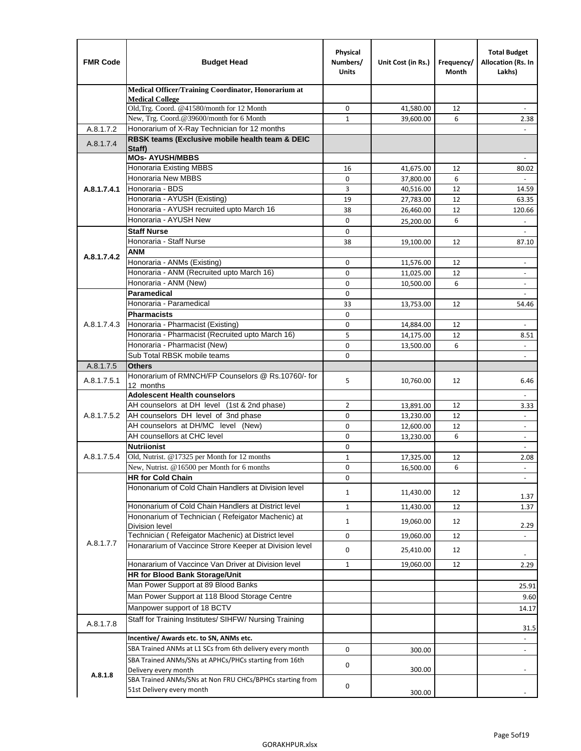| FMR Code | Budget Head | Physical Numbers/ Units | Unit Cost (in Rs.) | Frequency/ Month | Total Budget Allocation (Rs. In Lakhs) |
|---|---|---|---|---|---|
| | **Medical Officer/Training Coordinator, Honorarium at Medical College** | | | | |
| | Old,Trg. Coord. @41580/month for 12 Month | 0 | 41,580.00 | 12 | - |
| | New, Trg. Coord.@39600/month for 6 Month | 1 | 39,600.00 | 6 | 2.38 |
| A.8.1.7.2 | Honorarium of X-Ray Technician for 12 months | | | | - |
| A.8.1.7.4 | **RBSK teams (Exclusive mobile health team & DEIC Staff)** | | | | |
| A.8.1.7.4.1 | **MOs- AYUSH/MBBS** | | | | - |
| | Honoraria Existing MBBS | 16 | 41,675.00 | 12 | 80.02 |
| | Honoraria New MBBS | 0 | 37,800.00 | 6 | - |
| | Honoraria - BDS | 3 | 40,516.00 | 12 | 14.59 |
| | Honoraria - AYUSH (Existing) | 19 | 27,783.00 | 12 | 63.35 |
| | Honoraria - AYUSH recruited upto March 16 | 38 | 26,460.00 | 12 | 120.66 |
| | Honoraria - AYUSH New | 0 | 25,200.00 | 6 | - |
| A.8.1.7.4.2 | **Staff Nurse** | 0 | | | - |
| | Honoraria - Staff Nurse | 38 | 19,100.00 | 12 | 87.10 |
| | **ANM** | | | | |
| | Honoraria - ANMs (Existing) | 0 | 11,576.00 | 12 | - |
| | Honoraria - ANM (Recruited upto March 16) | 0 | 11,025.00 | 12 | - |
| | Honoraria - ANM (New) | 0 | 10,500.00 | 6 | - |
| A.8.1.7.4.3 | **Paramedical** | 0 | | | - |
| | Honoraria - Paramedical | 33 | 13,753.00 | 12 | 54.46 |
| | **Pharmacists** | 0 | | | |
| | Honoraria - Pharmacist (Existing) | 0 | 14,884.00 | 12 | - |
| | Honoraria - Pharmacist (Recruited upto March 16) | 5 | 14,175.00 | 12 | 8.51 |
| | Honoraria - Pharmacist (New) | 0 | 13,500.00 | 6 | - |
| | Sub Total RBSK mobile teams | 0 | | | - |
| A.8.1.7.5 | **Others** | | | | |
| A.8.1.7.5.1 | Honorarium of RMNCH/FP Counselors @ Rs.10760/- for 12 months | 5 | 10,760.00 | 12 | 6.46 |
| A.8.1.7.5.2 | **Adolescent Health counselors** | | | | - |
| | AH counselors at DH level (1st & 2nd phase) | 2 | 13,891.00 | 12 | 3.33 |
| | AH counselors DH level of 3nd phase | 0 | 13,230.00 | 12 | - |
| | AH counselors at DH/MC level (New) | 0 | 12,600.00 | 12 | - |
| | AH counsellors at CHC level | 0 | 13,230.00 | 6 | - |
| A.8.1.7.5.4 | **Nutriionist** | 0 | | | - |
| | Old, Nutrist. @17325 per Month for 12 months | 1 | 17,325.00 | 12 | 2.08 |
| | New, Nutrist. @16500 per Month for 6 months | 0 | 16,500.00 | 6 | - |
| A.8.1.7.7 | **HR for Cold Chain** | 0 | | | - |
| | Hononarium of Cold Chain Handlers at Division level | 1 | 11,430.00 | 12 | 1.37 |
| | Hononarium of Cold Chain Handlers at District level | 1 | 11,430.00 | 12 | 1.37 |
| | Hononarium of Technician ( Refeigator Machenic) at Division level | 1 | 19,060.00 | 12 | 2.29 |
| | Technician ( Refeigator Machenic) at District level | 0 | 19,060.00 | 12 | - |
| | Honararium of Vaccince Strore Keeper at Division level | 0 | 25,410.00 | 12 | - |
| | Honararium of Vaccince Van Driver at Division level | 1 | 19,060.00 | 12 | 2.29 |
| | **HR for Blood Bank Storage/Unit** | | | | |
| | Man Power Support at 89 Blood Banks | | | | 25.91 |
| | Man Power Support at 118 Blood Storage Centre | | | | 9.60 |
| | Manpower support of 18 BCTV | | | | 14.17 |
| A.8.1.7.8 | Staff for Training Institutes/ SIHFW/ Nursing Training | | | | 31.5 |
| A.8.1.8 | **Incentive/ Awards etc. to SN, ANMs etc.** | | | | - |
| | SBA Trained ANMs at L1 SCs from 6th delivery every month | 0 | 300.00 | | - |
| | SBA Trained ANMs/SNs at APHCs/PHCs starting from 16th Delivery every month | 0 | 300.00 | | - |
| | SBA Trained ANMs/SNs at Non FRU CHCs/BPHCs starting from 51st Delivery every month | 0 | 300.00 | | - |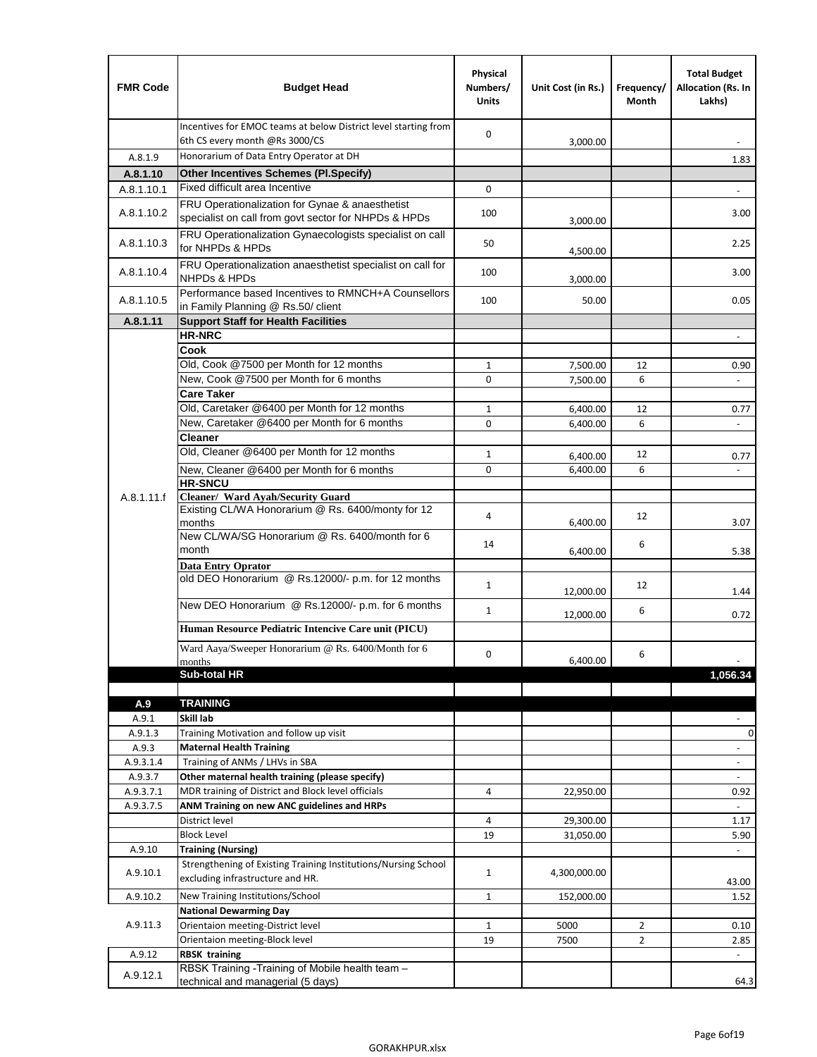| FMR Code | Budget Head | Physical Numbers/ Units | Unit Cost (in Rs.) | Frequency/ Month | Total Budget Allocation (Rs. In Lakhs) |
|---|---|---|---|---|---|
| | Incentives for EMOC teams at below District level starting from 6th CS every month @Rs 3000/CS | 0 | 3,000.00 | | - |
| A.8.1.9 | Honorarium of Data Entry Operator at DH | | | | 1.83 |
| **A.8.1.10** | **Other Incentives Schemes (Pl.Specify)** | | | | |
| A.8.1.10.1 | Fixed difficult area Incentive | 0 | | | - |
| A.8.1.10.2 | FRU Operationalization for Gynae & anaesthetist specialist on call from govt sector for NHPDs & HPDs | 100 | 3,000.00 | | 3.00 |
| A.8.1.10.3 | FRU Operationalization Gynaecologists specialist on call for NHPDs & HPDs | 50 | 4,500.00 | | 2.25 |
| A.8.1.10.4 | FRU Operationalization anaesthetist specialist on call for NHPDs & HPDs | 100 | 3,000.00 | | 3.00 |
| A.8.1.10.5 | Performance based Incentives to RMNCH+A Counsellors in Family Planning @ Rs.50/ client | 100 | 50.00 | | 0.05 |
| **A.8.1.11** | **Support Staff for Health Facilities** | | | | |
| A.8.1.11.f | **HR-NRC** | | | | - |
| | **Cook** | | | | |
| | Old, Cook @7500 per Month for 12 months | 1 | 7,500.00 | 12 | 0.90 |
| | New, Cook @7500 per Month for 6 months | 0 | 7,500.00 | 6 | - |
| | **Care Taker** | | | | |
| | Old, Caretaker @6400 per Month for 12 months | 1 | 6,400.00 | 12 | 0.77 |
| | New, Caretaker @6400 per Month for 6 months | 0 | 6,400.00 | 6 | - |
| | **Cleaner** | | | | |
| | Old, Cleaner @6400 per Month for 12 months | 1 | 6,400.00 | 12 | 0.77 |
| | New, Cleaner @6400 per Month for 6 months | 0 | 6,400.00 | 6 | - |
| | **HR-SNCU** | | | | |
| | **Cleaner/ Ward Ayah/Security Guard** | | | | |
| | Existing CL/WA Honorarium @ Rs. 6400/monty for 12 months | 4 | 6,400.00 | 12 | 3.07 |
| | New CL/WA/SG Honorarium @ Rs. 6400/month for 6 month | 14 | 6,400.00 | 6 | 5.38 |
| | **Data Entry Oprator** | | | | |
| | old DEO Honorarium @ Rs.12000/- p.m. for 12 months | 1 | 12,000.00 | 12 | 1.44 |
| | New DEO Honorarium @ Rs.12000/- p.m. for 6 months | 1 | 12,000.00 | 6 | 0.72 |
| | **Human Resource Pediatric Intencive Care unit (PICU)** | | | | |
| | Ward Aaya/Sweeper Honorarium @ Rs. 6400/Month for 6 months | 0 | 6,400.00 | 6 | - |
| | **Sub-total HR** | | | | **1,056.34** |
| | | | | | |
| **A.9** | **TRAINING** | | | | |
| A.9.1 | **Skill lab** | | | | - |
| A.9.1.3 | Training Motivation and follow up visit | | | | 0 |
| A.9.3 | **Maternal Health Training** | | | | - |
| A.9.3.1.4 | Training of ANMs / LHVs in SBA | | | | - |
| A.9.3.7 | **Other maternal health training (please specify)** | | | | - |
| A.9.3.7.1 | MDR training of District and Block level officials | 4 | 22,950.00 | | 0.92 |
| A.9.3.7.5 | **ANM Training on new ANC guidelines and HRPs** | | | | - |
| | District level | 4 | 29,300.00 | | 1.17 |
| | Block Level | 19 | 31,050.00 | | 5.90 |
| A.9.10 | **Training (Nursing)** | | | | - |
| A.9.10.1 | Strengthening of Existing Training Institutions/Nursing School excluding infrastructure and HR. | 1 | 4,300,000.00 | | 43.00 |
| A.9.10.2 | New Training Institutions/School | 1 | 152,000.00 | | 1.52 |
| A.9.11.3 | **National Dewarming Day** | | | | |
| | Orientaion meeting-District level | 1 | 5000 | 2 | 0.10 |
| | Orientaion meeting-Block level | 19 | 7500 | 2 | 2.85 |
| A.9.12 | **RBSK training** | | | | - |
| A.9.12.1 | RBSK Training -Training of Mobile health team – technical and managerial (5 days) | | | | 64.3 |

GORAKHPUR.xlsx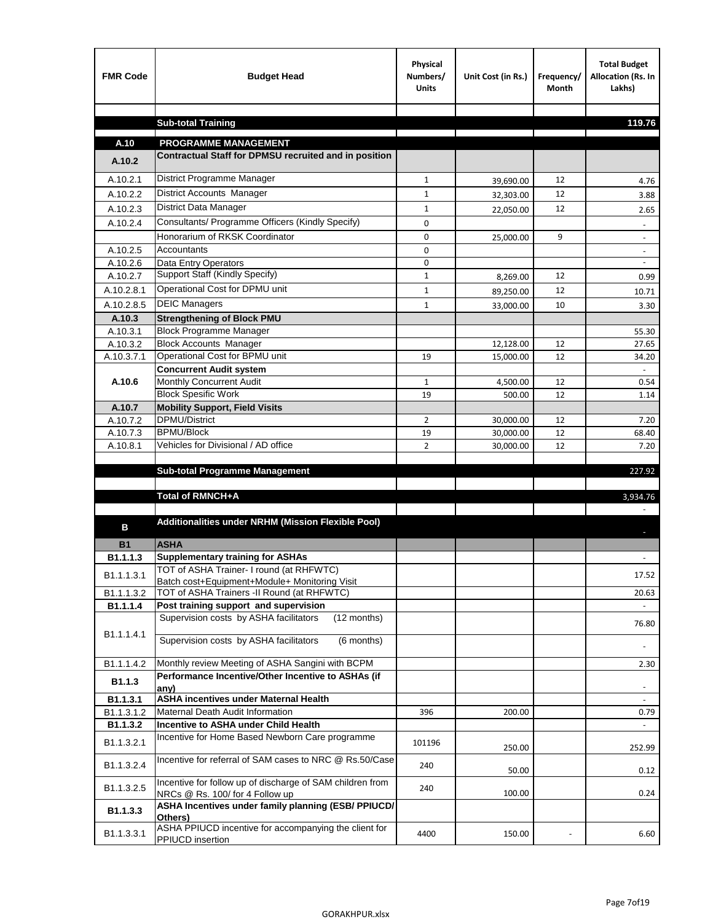| FMR Code | Budget Head | Physical Numbers/ Units | Unit Cost (in Rs.) | Frequency/ Month | Total Budget Allocation (Rs. In Lakhs) |
|---|---|---|---|---|---|
| | | | | | |
| | **Sub-total Training** | | | | **119.76** |
| | | | | | |
| **A.10** | **PROGRAMME MANAGEMENT** | | | | |
| **A.10.2** | **Contractual Staff for DPMSU recruited and in position** | | | | |
| A.10.2.1 | District Programme Manager | 1 | 39,690.00 | 12 | 4.76 |
| A.10.2.2 | District Accounts Manager | 1 | 32,303.00 | 12 | 3.88 |
| A.10.2.3 | District Data Manager | 1 | 22,050.00 | 12 | 2.65 |
| A.10.2.4 | Consultants/ Programme Officers (Kindly Specify) | 0 | | | - |
| | Honorarium of RKSK Coordinator | 0 | 25,000.00 | 9 | - |
| A.10.2.5 | Accountants | 0 | | | - |
| A.10.2.6 | Data Entry Operators | 0 | | | - |
| A.10.2.7 | Support Staff (Kindly Specify) | 1 | 8,269.00 | 12 | 0.99 |
| A.10.2.8.1 | Operational Cost for DPMU unit | 1 | 89,250.00 | 12 | 10.71 |
| A.10.2.8.5 | DEIC Managers | 1 | 33,000.00 | 10 | 3.30 |
| **A.10.3** | **Strengthening of Block PMU** | | | | |
| A.10.3.1 | Block Programme Manager | | | | 55.30 |
| A.10.3.2 | Block Accounts Manager | | 12,128.00 | 12 | 27.65 |
| A.10.3.7.1 | Operational Cost for BPMU unit | 19 | 15,000.00 | 12 | 34.20 |
| **A.10.6** | **Concurrent Audit system** | | | | - |
| | Monthly Concurrent Audit | 1 | 4,500.00 | 12 | 0.54 |
| | Block Spesific Work | 19 | 500.00 | 12 | 1.14 |
| **A.10.7** | **Mobility Support, Field Visits** | | | | |
| A.10.7.2 | DPMU/District | 2 | 30,000.00 | 12 | 7.20 |
| A.10.7.3 | BPMU/Block | 19 | 30,000.00 | 12 | 68.40 |
| A.10.8.1 | Vehicles for Divisional / AD office | 2 | 30,000.00 | 12 | 7.20 |
| | | | | | |
| | **Sub-total Programme Management** | | | | 227.92 |
| | | | | | |
| | **Total of RMNCH+A** | | | | 3,934.76 |
| | | | | | - |
| **B** | **Additionalities under NRHM (Mission Flexible Pool)** | | | | - |
| **B1** | **ASHA** | | | | |
| **B1.1.1.3** | **Supplementary training for ASHAs** | | | | - |
| B1.1.1.3.1 | TOT of ASHA Trainer- I round (at RHFWTC) Batch cost+Equipment+Module+ Monitoring Visit | | | | 17.52 |
| B1.1.1.3.2 | TOT of ASHA Trainers -II Round (at RHFWTC) | | | | 20.63 |
| **B1.1.1.4** | **Post training support and supervision** | | | | - |
| B1.1.1.4.1 | Supervision costs by ASHA facilitators (12 months) | | | | 76.80 |
| | Supervision costs by ASHA facilitators (6 months) | | | | - |
| B1.1.1.4.2 | Monthly review Meeting of ASHA Sangini with BCPM | | | | 2.30 |
| **B1.1.3** | **Performance Incentive/Other Incentive to ASHAs (if any)** | | | | - |
| **B1.1.3.1** | **ASHA incentives under Maternal Health** | | | | - |
| B1.1.3.1.2 | Maternal Death Audit Information | 396 | 200.00 | | 0.79 |
| **B1.1.3.2** | **Incentive to ASHA under Child Health** | | | | - |
| B1.1.3.2.1 | Incentive for Home Based Newborn Care programme | 101196 | 250.00 | | 252.99 |
| B1.1.3.2.4 | Incentive for referral of SAM cases to NRC @ Rs.50/Case | 240 | 50.00 | | 0.12 |
| B1.1.3.2.5 | Incentive for follow up of discharge of SAM children from NRCs @ Rs. 100/ for 4 Follow up | 240 | 100.00 | | 0.24 |
| **B1.1.3.3** | **ASHA Incentives under family planning (ESB/ PPIUCD/ Others)** | | | | |
| B1.1.3.3.1 | ASHA PPIUCD incentive for accompanying the client for PPIUCD insertion | 4400 | 150.00 | - | 6.60 |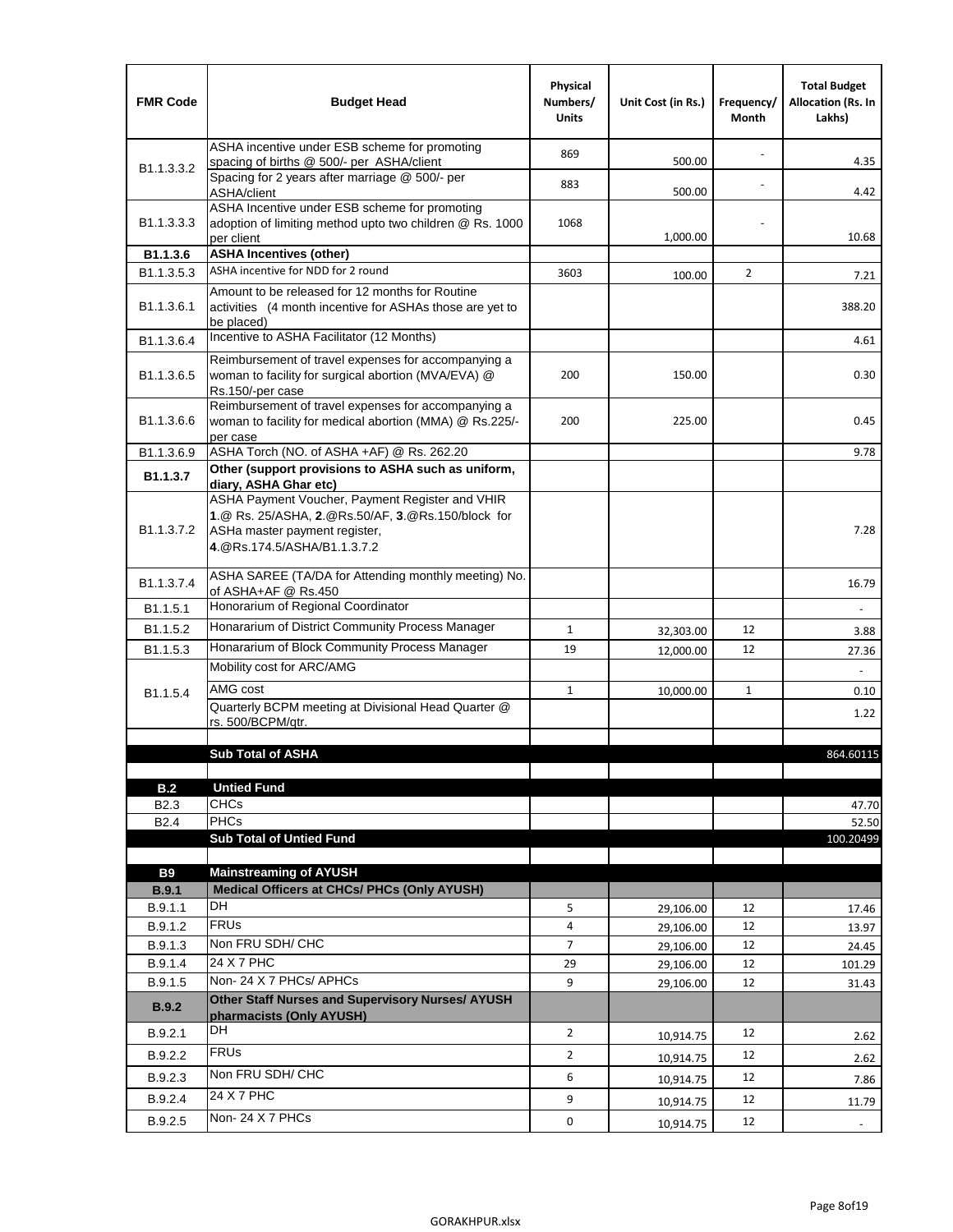| FMR Code | Budget Head | Physical Numbers/ Units | Unit Cost (in Rs.) | Frequency/ Month | Total Budget Allocation (Rs. In Lakhs) |
|---|---|---|---|---|---|
| B1.1.3.3.2 | ASHA incentive under ESB scheme for promoting spacing of births @ 500/- per ASHA/client | 869 | 500.00 | - | 4.35 |
| | Spacing for 2 years after marriage @ 500/- per ASHA/client | 883 | 500.00 | - | 4.42 |
| B1.1.3.3.3 | ASHA Incentive under ESB scheme for promoting adoption of limiting method upto two children @ Rs. 1000 per client | 1068 | 1,000.00 | - | 10.68 |
| **B1.1.3.6** | **ASHA Incentives (other)** | | | | |
| B1.1.3.5.3 | ASHA incentive for NDD for 2 round | 3603 | 100.00 | 2 | 7.21 |
| B1.1.3.6.1 | Amount to be released for 12 months for Routine activities (4 month incentive for ASHAs those are yet to be placed) | | | | 388.20 |
| B1.1.3.6.4 | Incentive to ASHA Facilitator (12 Months) | | | | 4.61 |
| B1.1.3.6.5 | Reimbursement of travel expenses for accompanying a woman to facility for surgical abortion (MVA/EVA) @ Rs.150/-per case | 200 | 150.00 | | 0.30 |
| B1.1.3.6.6 | Reimbursement of travel expenses for accompanying a woman to facility for medical abortion (MMA) @ Rs.225/- per case | 200 | 225.00 | | 0.45 |
| B1.1.3.6.9 | ASHA Torch (NO. of ASHA +AF) @ Rs. 262.20 | | | | 9.78 |
| **B1.1.3.7** | **Other (support provisions to ASHA such as uniform, diary, ASHA Ghar etc)** | | | | |
| B1.1.3.7.2 | ASHA Payment Voucher, Payment Register and VHIR **1**.@ Rs. 25/ASHA, **2**.@Rs.50/AF, **3**.@Rs.150/block for ASHa master payment register, **4**.@Rs.174.5/ASHA/B1.1.3.7.2 | | | | 7.28 |
| B1.1.3.7.4 | ASHA SAREE (TA/DA for Attending monthly meeting) No. of ASHA+AF @ Rs.450 | | | | 16.79 |
| B1.1.5.1 | Honorarium of Regional Coordinator | | | | - |
| B1.1.5.2 | Honararium of District Community Process Manager | 1 | 32,303.00 | 12 | 3.88 |
| B1.1.5.3 | Honararium of Block Community Process Manager | 19 | 12,000.00 | 12 | 27.36 |
| B1.1.5.4 | Mobility cost for ARC/AMG | | | | - |
| | AMG cost | 1 | 10,000.00 | 1 | 0.10 |
| | Quarterly BCPM meeting at Divisional Head Quarter @ rs. 500/BCPM/qtr. | | | | 1.22 |
| | | | | | |
| | **Sub Total of ASHA** | | | | 864.60115 |
| | | | | | |
| **B.2** | **Untied Fund** | | | | |
| B2.3 | CHCs | | | | 47.70 |
| B2.4 | PHCs | | | | 52.50 |
| | **Sub Total of Untied Fund** | | | | 100.20499 |
| | | | | | |
| **B9** | **Mainstreaming of AYUSH** | | | | |
| **B.9.1** | **Medical Officers at CHCs/ PHCs (Only AYUSH)** | | | | |
| B.9.1.1 | DH | 5 | 29,106.00 | 12 | 17.46 |
| B.9.1.2 | FRUs | 4 | 29,106.00 | 12 | 13.97 |
| B.9.1.3 | Non FRU SDH/ CHC | 7 | 29,106.00 | 12 | 24.45 |
| B.9.1.4 | 24 X 7 PHC | 29 | 29,106.00 | 12 | 101.29 |
| B.9.1.5 | Non- 24 X 7 PHCs/ APHCs | 9 | 29,106.00 | 12 | 31.43 |
| **B.9.2** | **Other Staff Nurses and Supervisory Nurses/ AYUSH pharmacists (Only AYUSH)** | | | | |
| B.9.2.1 | DH | 2 | 10,914.75 | 12 | 2.62 |
| B.9.2.2 | FRUs | 2 | 10,914.75 | 12 | 2.62 |
| B.9.2.3 | Non FRU SDH/ CHC | 6 | 10,914.75 | 12 | 7.86 |
| B.9.2.4 | 24 X 7 PHC | 9 | 10,914.75 | 12 | 11.79 |
| B.9.2.5 | Non- 24 X 7 PHCs | 0 | 10,914.75 | 12 | - |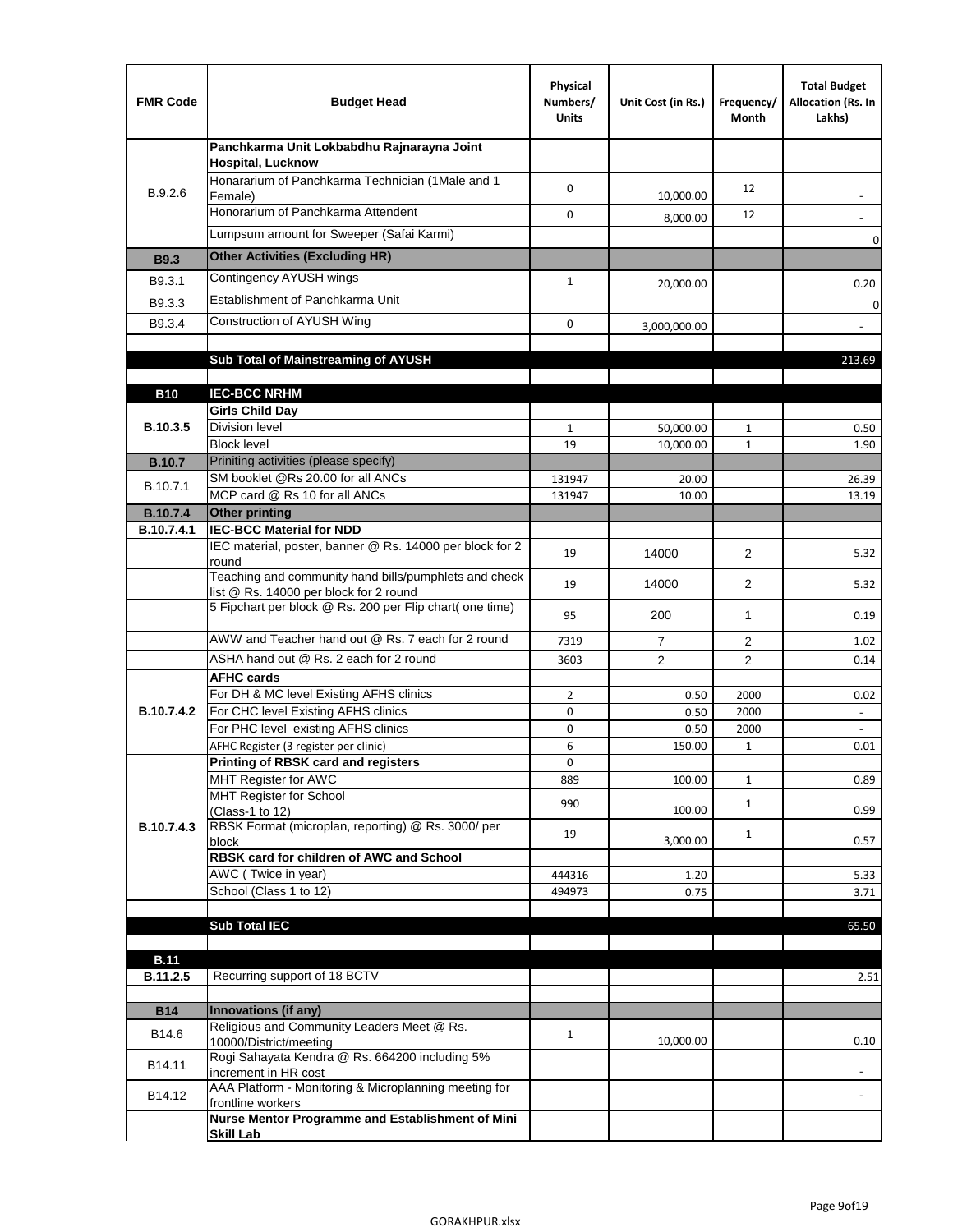| FMR Code | Budget Head | Physical Numbers/ Units | Unit Cost (in Rs.) | Frequency/ Month | Total Budget Allocation (Rs. In Lakhs) |
|---|---|---|---|---|---|
| B.9.2.6 | **Panchkarma Unit Lokbabdhu Rajnarayna Joint Hospital, Lucknow** | | | | |
| | Honararium of Panchkarma Technician (1Male and 1 Female) | 0 | 10,000.00 | 12 | - |
| | Honorarium of Panchkarma Attendent | 0 | 8,000.00 | 12 | - |
| | Lumpsum amount for Sweeper (Safai Karmi) | | | | 0 |
| **B9.3** | **Other Activities (Excluding HR)** | | | | |
| B9.3.1 | Contingency AYUSH wings | 1 | 20,000.00 | | 0.20 |
| B9.3.3 | Establishment of Panchkarma Unit | | | | 0 |
| B9.3.4 | Construction of AYUSH Wing | 0 | 3,000,000.00 | | - |
| | | | | | |
| | **Sub Total of Mainstreaming of AYUSH** | | | | 213.69 |
| | | | | | |
| **B10** | **IEC-BCC NRHM** | | | | |
| **B.10.3.5** | **Girls Child Day** | | | | |
| | Division level | 1 | 50,000.00 | 1 | 0.50 |
| | Block level | 19 | 10,000.00 | 1 | 1.90 |
| **B.10.7** | Priniting activities (please specify) | | | | |
| B.10.7.1 | SM booklet @Rs 20.00 for all ANCs | 131947 | 20.00 | | 26.39 |
| | MCP card @ Rs 10 for all ANCs | 131947 | 10.00 | | 13.19 |
| **B.10.7.4** | **Other printing** | | | | |
| **B.10.7.4.1** | **IEC-BCC Material for NDD** | | | | |
| | IEC material, poster, banner @ Rs. 14000 per block for 2 round | 19 | 14000 | 2 | 5.32 |
| | Teaching and community hand bills/pumphlets and check list @ Rs. 14000 per block for 2 round | 19 | 14000 | 2 | 5.32 |
| | 5 Fipchart per block @ Rs. 200 per Flip chart( one time) | 95 | 200 | 1 | 0.19 |
| | AWW and Teacher hand out @ Rs. 7 each for 2 round | 7319 | 7 | 2 | 1.02 |
| | ASHA hand out @ Rs. 2 each for 2 round | 3603 | 2 | 2 | 0.14 |
| **B.10.7.4.2** | **AFHC cards** | | | | |
| | For DH & MC level Existing AFHS clinics | 2 | 0.50 | 2000 | 0.02 |
| | For CHC level Existing AFHS clinics | 0 | 0.50 | 2000 | - |
| | For PHC level existing AFHS clinics | 0 | 0.50 | 2000 | - |
| | AFHC Register (3 register per clinic) | 6 | 150.00 | 1 | 0.01 |
| **B.10.7.4.3** | **Printing of RBSK card and registers** | 0 | | | |
| | MHT Register for AWC | 889 | 100.00 | 1 | 0.89 |
| | MHT Register for School (Class-1 to 12) | 990 | 100.00 | 1 | 0.99 |
| | RBSK Format (microplan, reporting) @ Rs. 3000/ per block | 19 | 3,000.00 | 1 | 0.57 |
| | **RBSK card for children of AWC and School** | | | | |
| | AWC ( Twice in year) | 444316 | 1.20 | | 5.33 |
| | School (Class 1 to 12) | 494973 | 0.75 | | 3.71 |
| | | | | | |
| | **Sub Total IEC** | | | | 65.50 |
| | | | | | |
| **B.11** | | | | | |
| **B.11.2.5** | Recurring support of 18 BCTV | | | | 2.51 |
| | | | | | |
| **B14** | **Innovations (if any)** | | | | |
| B14.6 | Religious and Community Leaders Meet @ Rs. 10000/District/meeting | 1 | 10,000.00 | | 0.10 |
| B14.11 | Rogi Sahayata Kendra @ Rs. 664200 including 5% increment in HR cost | | | | - |
| B14.12 | AAA Platform - Monitoring & Microplanning meeting for frontline workers | | | | - |
| | **Nurse Mentor Programme and Establishment of Mini Skill Lab** | | | | |

GORAKHPUR.xlsx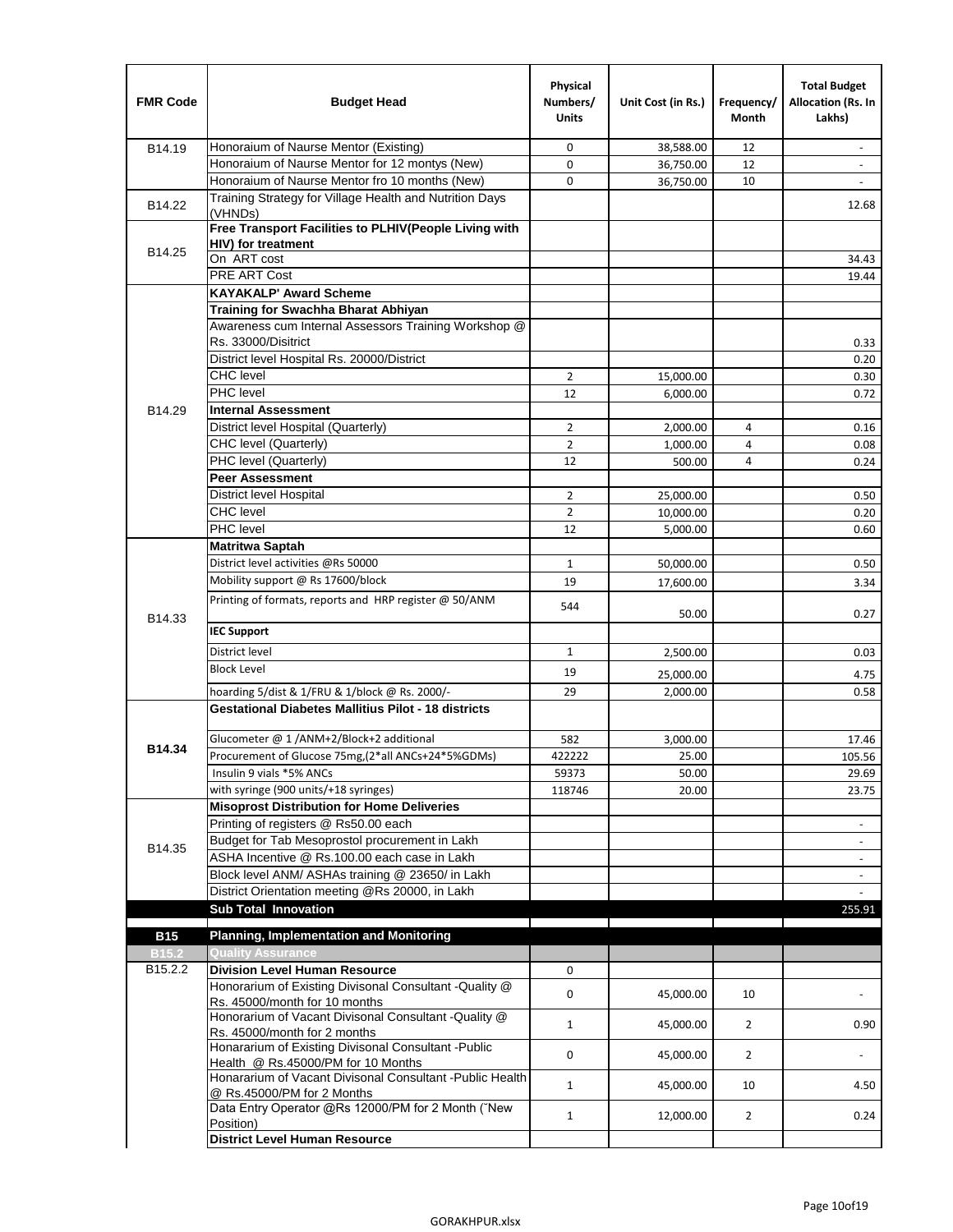| FMR Code | Budget Head | Physical Numbers/ Units | Unit Cost (in Rs.) | Frequency/ Month | Total Budget Allocation (Rs. In Lakhs) |
|---|---|---|---|---|---|
| B14.19 | Honoraium of Naurse Mentor (Existing) | 0 | 38,588.00 | 12 | - |
| | Honoraium of Naurse Mentor for 12 montys (New) | 0 | 36,750.00 | 12 | - |
| | Honoraium of Naurse Mentor fro 10 months (New) | 0 | 36,750.00 | 10 | - |
| B14.22 | Training Strategy for Village Health and Nutrition Days (VHNDs) | | | | 12.68 |
| B14.25 | **Free Transport Facilities to PLHIV(People Living with HIV) for treatment** | | | | |
| | On ART cost | | | | 34.43 |
| | PRE ART Cost | | | | 19.44 |
| B14.29 | **KAYAKALP' Award Scheme** | | | | |
| | **Training for Swachha Bharat Abhiyan** | | | | |
| | Awareness cum Internal Assessors Training Workshop @ Rs. 33000/Disitrict | | | | 0.33 |
| | District level Hospital Rs. 20000/District | | | | 0.20 |
| | CHC level | 2 | 15,000.00 | | 0.30 |
| | PHC level | 12 | 6,000.00 | | 0.72 |
| | **Internal Assessment** | | | | |
| | District level Hospital (Quarterly) | 2 | 2,000.00 | 4 | 0.16 |
| | CHC level (Quarterly) | 2 | 1,000.00 | 4 | 0.08 |
| | PHC level (Quarterly) | 12 | 500.00 | 4 | 0.24 |
| | **Peer Assessment** | | | | |
| | District level Hospital | 2 | 25,000.00 | | 0.50 |
| | CHC level | 2 | 10,000.00 | | 0.20 |
| | PHC level | 12 | 5,000.00 | | 0.60 |
| B14.33 | **Matritwa Saptah** | | | | |
| | District level activities @Rs 50000 | 1 | 50,000.00 | | 0.50 |
| | Mobility support @ Rs 17600/block | 19 | 17,600.00 | | 3.34 |
| | Printing of formats, reports and HRP register @ 50/ANM | 544 | 50.00 | | 0.27 |
| | **IEC Support** | | | | |
| | District level | 1 | 2,500.00 | | 0.03 |
| | Block Level | 19 | 25,000.00 | | 4.75 |
| | hoarding 5/dist & 1/FRU & 1/block @ Rs. 2000/- | 29 | 2,000.00 | | 0.58 |
| **B14.34** | **Gestational Diabetes Mallitius Pilot - 18 districts** | | | | |
| | Glucometer @ 1 /ANM+2/Block+2 additional | 582 | 3,000.00 | | 17.46 |
| | Procurement of Glucose 75mg,(2*all ANCs+24*5%GDMs) | 422222 | 25.00 | | 105.56 |
| | Insulin 9 vials *5% ANCs | 59373 | 50.00 | | 29.69 |
| | with syringe (900 units/+18 syringes) | 118746 | 20.00 | | 23.75 |
| B14.35 | **Misoprost Distribution for Home Deliveries** | | | | |
| | Printing of registers @ Rs50.00 each | | | | - |
| | Budget for Tab Mesoprostol procurement in Lakh | | | | - |
| | ASHA Incentive @ Rs.100.00 each case in Lakh | | | | - |
| | Block level ANM/ ASHAs training @ 23650/ in Lakh | | | | - |
| | District Orientation meeting @Rs 20000, in Lakh | | | | - |
| | **Sub Total Innovation** | | | | 255.91 |
| **B15** | **Planning, Implementation and Monitoring** | | | | |
| **B15.2** | **Quality Assurance** | | | | |
| B15.2.2 | **Division Level Human Resource** | 0 | | | |
| | Honorarium of Existing Divisonal Consultant -Quality @ Rs. 45000/month for 10 months | 0 | 45,000.00 | 10 | - |
| | Honorarium of Vacant Divisonal Consultant -Quality @ Rs. 45000/month for 2 months | 1 | 45,000.00 | 2 | 0.90 |
| | Honararium of Existing Divisonal Consultant -Public Health @ Rs.45000/PM for 10 Months | 0 | 45,000.00 | 2 | - |
| | Honararium of Vacant Divisonal Consultant -Public Health @ Rs.45000/PM for 2 Months | 1 | 45,000.00 | 10 | 4.50 |
| | Data Entry Operator @Rs 12000/PM for 2 Month ("New Position) | 1 | 12,000.00 | 2 | 0.24 |
| | **District Level Human Resource** | | | | |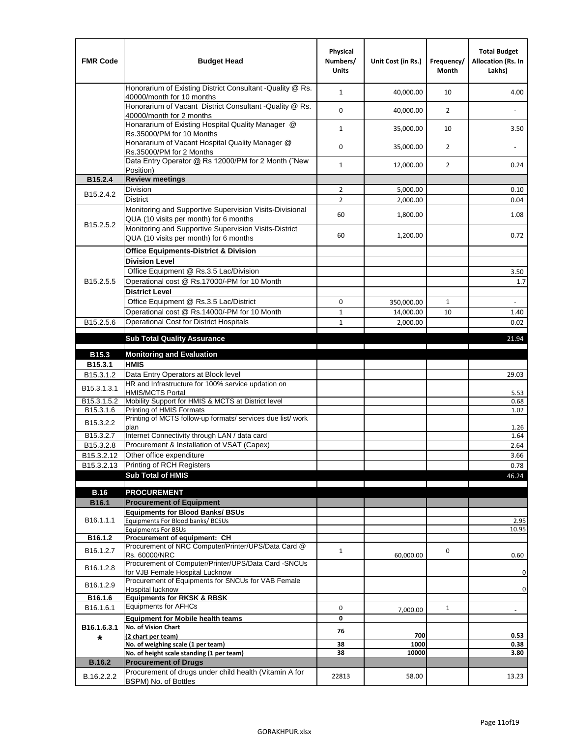| FMR Code | Budget Head | Physical Numbers/ Units | Unit Cost (in Rs.) | Frequency/ Month | Total Budget Allocation (Rs. In Lakhs) |
|---|---|---|---|---|---|
| | Honorarium of Existing District Consultant -Quality @ Rs. 40000/month for 10 months | 1 | 40,000.00 | 10 | 4.00 |
| | Honorarium of Vacant District Consultant -Quality @ Rs. 40000/month for 2 months | 0 | 40,000.00 | 2 | - |
| | Honarárium of Existing Hospital Quality Manager @ Rs.35000/PM for 10 Months | 1 | 35,000.00 | 10 | 3.50 |
| | Honarárium of Vacant Hospital Quality Manager @ Rs.35000/PM for 2 Months | 0 | 35,000.00 | 2 | - |
| | Data Entry Operator @ Rs 12000/PM for 2 Month (˜New Position) | 1 | 12,000.00 | 2 | 0.24 |
| **B15.2.4** | **Review meetings** | | | | |
| B15.2.4.2 | Division | 2 | 5,000.00 | | 0.10 |
| | District | 2 | 2,000.00 | | 0.04 |
| B15.2.5.2 | Monitoring and Supportive Supervision Visits-Divisional QUA (10 visits per month) for 6 months | 60 | 1,800.00 | | 1.08 |
| | Monitoring and Supportive Supervision Visits-District QUA (10 visits per month) for 6 months | 60 | 1,200.00 | | 0.72 |
| B15.2.5.5 | **Office Equipments-District & Division** | | | | |
| | **Division Level** | | | | |
| | Office Equipment @ Rs.3.5 Lac/Division | | | | 3.50 |
| | Operational cost @ Rs.17000/-PM for 10 Month | | | | 1.7 |
| | **District Level** | | | | |
| | Office Equipment @ Rs.3.5 Lac/District | 0 | 350,000.00 | 1 | - |
| | Operational cost @ Rs.14000/-PM for 10 Month | 1 | 14,000.00 | 10 | 1.40 |
| B15.2.5.6 | Operational Cost for District Hospitals | 1 | 2,000.00 | | 0.02 |
| | **Sub Total Quality Assurance** | | | | 21.94 |
| **B15.3** | **Monitoring and Evaluation** | | | | |
| **B15.3.1** | **HMIS** | | | | |
| B15.3.1.2 | Data Entry Operators at Block level | | | | 29.03 |
| B15.3.1.3.1 | HR and Infrastructure for 100% service updation on HMIS/MCTS Portal | | | | 5.53 |
| B15.3.1.5.2 | Mobility Support for HMIS & MCTS at District level | | | | 0.68 |
| B15.3.1.6 | Printing of HMIS Formats | | | | 1.02 |
| B15.3.2.2 | Printing of MCTS follow-up formats/ services due list/ work plan | | | | 1.26 |
| B15.3.2.7 | Internet Connectivity through LAN / data card | | | | 1.64 |
| B15.3.2.8 | Procurement & Installation of VSAT (Capex) | | | | 2.64 |
| B15.3.2.12 | Other office expenditure | | | | 3.66 |
| B15.3.2.13 | Printing of RCH Registers | | | | 0.78 |
| | **Sub Total of HMIS** | | | | 46.24 |
| **B.16** | **PROCUREMENT** | | | | |
| **B16.1** | **Procurement of Equipment** | | | | |
| B16.1.1.1 | **Equipments for Blood Banks/ BSUs** | | | | |
| | Equipments For Blood banks/ BCSUs | | | | 2.95 |
| | Equipments For BSUs | | | | 10.95 |
| **B16.1.2** | **Procurement of equipment: CH** | | | | |
| B16.1.2.7 | Procurement of NRC Computer/Printer/UPS/Data Card @ Rs. 60000/NRC | 1 | 60,000.00 | 0 | 0.60 |
| B16.1.2.8 | Procurement of Computer/Printer/UPS/Data Card -SNCUs for VJB Female Hospital Lucknow | | | | 0 |
| B16.1.2.9 | Procurement of Equipments for SNCUs for VAB Female Hospital lucknow | | | | 0 |
| **B16.1.6** | **Equipments for RKSK & RBSK** | | | | |
| B16.1.6.1 | Equipments for AFHCs | 0 | 7,000.00 | 1 | - |
| **B16.1.6.3.1 *** | **Equipment for Mobile health teams** | **0** | | | |
| | **No. of Vision Chart (2 chart per team)** | **76** | **700** | | **0.53** |
| | **No. of weighing scale (1 per team)** | **38** | **1000** | | **0.38** |
| | **No. of height scale standing (1 per team)** | **38** | **10000** | | **3.80** |
| **B.16.2** | **Procurement of Drugs** | | | | |
| B.16.2.2.2 | Procurement of drugs under child health (Vitamin A for BSPM) No. of Bottles | 22813 | 58.00 | | 13.23 |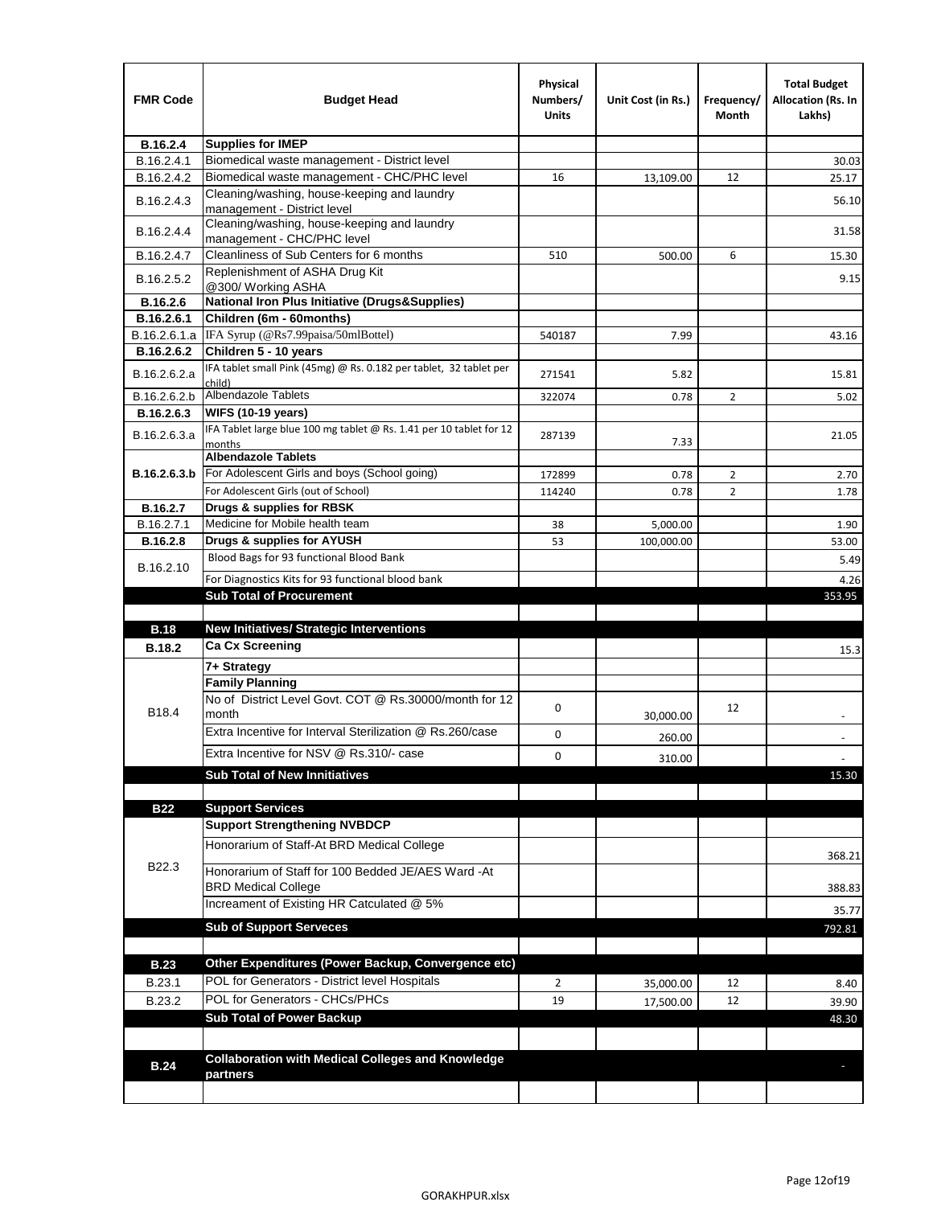| FMR Code | Budget Head | Physical Numbers/ Units | Unit Cost (in Rs.) | Frequency/ Month | Total Budget Allocation (Rs. In Lakhs) |
|---|---|---|---|---|---|
| **B.16.2.4** | **Supplies for IMEP** | | | | |
| B.16.2.4.1 | Biomedical waste management - District level | | | | 30.03 |
| B.16.2.4.2 | Biomedical waste management - CHC/PHC level | 16 | 13,109.00 | 12 | 25.17 |
| B.16.2.4.3 | Cleaning/washing, house-keeping and laundry management - District level | | | | 56.10 |
| B.16.2.4.4 | Cleaning/washing, house-keeping and laundry management - CHC/PHC level | | | | 31.58 |
| B.16.2.4.7 | Cleanliness of Sub Centers for 6 months | 510 | 500.00 | 6 | 15.30 |
| B.16.2.5.2 | Replenishment of ASHA Drug Kit @300/ Working ASHA | | | | 9.15 |
| **B.16.2.6** | **National Iron Plus Initiative (Drugs&Supplies)** | | | | |
| **B.16.2.6.1** | **Children (6m - 60months)** | | | | |
| B.16.2.6.1.a | IFA Syrup (@Rs7.99paisa/50mlBottel) | 540187 | 7.99 | | 43.16 |
| **B.16.2.6.2** | **Children 5 - 10 years** | | | | |
| B.16.2.6.2.a | IFA tablet small Pink (45mg) @ Rs. 0.182 per tablet, 32 tablet per child) | 271541 | 5.82 | | 15.81 |
| B.16.2.6.2.b | Albendazole Tablets | 322074 | 0.78 | 2 | 5.02 |
| **B.16.2.6.3** | **WIFS (10-19 years)** | | | | |
| B.16.2.6.3.a | IFA Tablet large blue 100 mg tablet @ Rs. 1.41 per 10 tablet for 12 months | 287139 | 7.33 | | 21.05 |
| **B.16.2.6.3.b** | **Albendazole Tablets** | | | | |
| | For Adolescent Girls and boys (School going) | 172899 | 0.78 | 2 | 2.70 |
| | For Adolescent Girls (out of School) | 114240 | 0.78 | 2 | 1.78 |
| **B.16.2.7** | **Drugs & supplies for RBSK** | | | | |
| B.16.2.7.1 | Medicine for Mobile health team | 38 | 5,000.00 | | 1.90 |
| **B.16.2.8** | **Drugs & supplies for AYUSH** | 53 | 100,000.00 | | 53.00 |
| B.16.2.10 | Blood Bags for 93 functional Blood Bank | | | | 5.49 |
| | For Diagnostics Kits for 93 functional blood bank | | | | 4.26 |
| | **Sub Total of Procurement** | | | | 353.95 |
| | | | | | |
| **B.18** | **New Initiatives/ Strategic Interventions** | | | | |
| **B.18.2** | **Ca Cx Screening** | | | | 15.3 |
| B18.4 | **7+ Strategy** | | | | |
| | **Family Planning** | | | | |
| | No of District Level Govt. COT @ Rs.30000/month for 12 month | 0 | 30,000.00 | 12 | - |
| | Extra Incentive for Interval Sterilization @ Rs.260/case | 0 | 260.00 | | - |
| | Extra Incentive for NSV @ Rs.310/- case | 0 | 310.00 | | - |
| | **Sub Total of New Innitiatives** | | | | 15.30 |
| | | | | | |
| **B22** | **Support Services** | | | | |
| B22.3 | **Support Strengthening NVBDCP** | | | | |
| | Honorarium of Staff-At BRD Medical College | | | | 368.21 |
| | Honorarium of Staff for 100 Bedded JE/AES Ward -At BRD Medical College | | | | 388.83 |
| | Increament of Existing HR Catculated @ 5% | | | | 35.77 |
| | **Sub of Support Serveces** | | | | 792.81 |
| | | | | | |
| **B.23** | **Other Expenditures (Power Backup, Convergence etc)** | | | | |
| B.23.1 | POL for Generators - District level Hospitals | 2 | 35,000.00 | 12 | 8.40 |
| B.23.2 | POL for Generators - CHCs/PHCs | 19 | 17,500.00 | 12 | 39.90 |
| | **Sub Total of Power Backup** | | | | 48.30 |
| | | | | | |
| **B.24** | **Collaboration with Medical Colleges and Knowledge partners** | | | | - |
| | | | | | |

GORAKHPUR.xlsx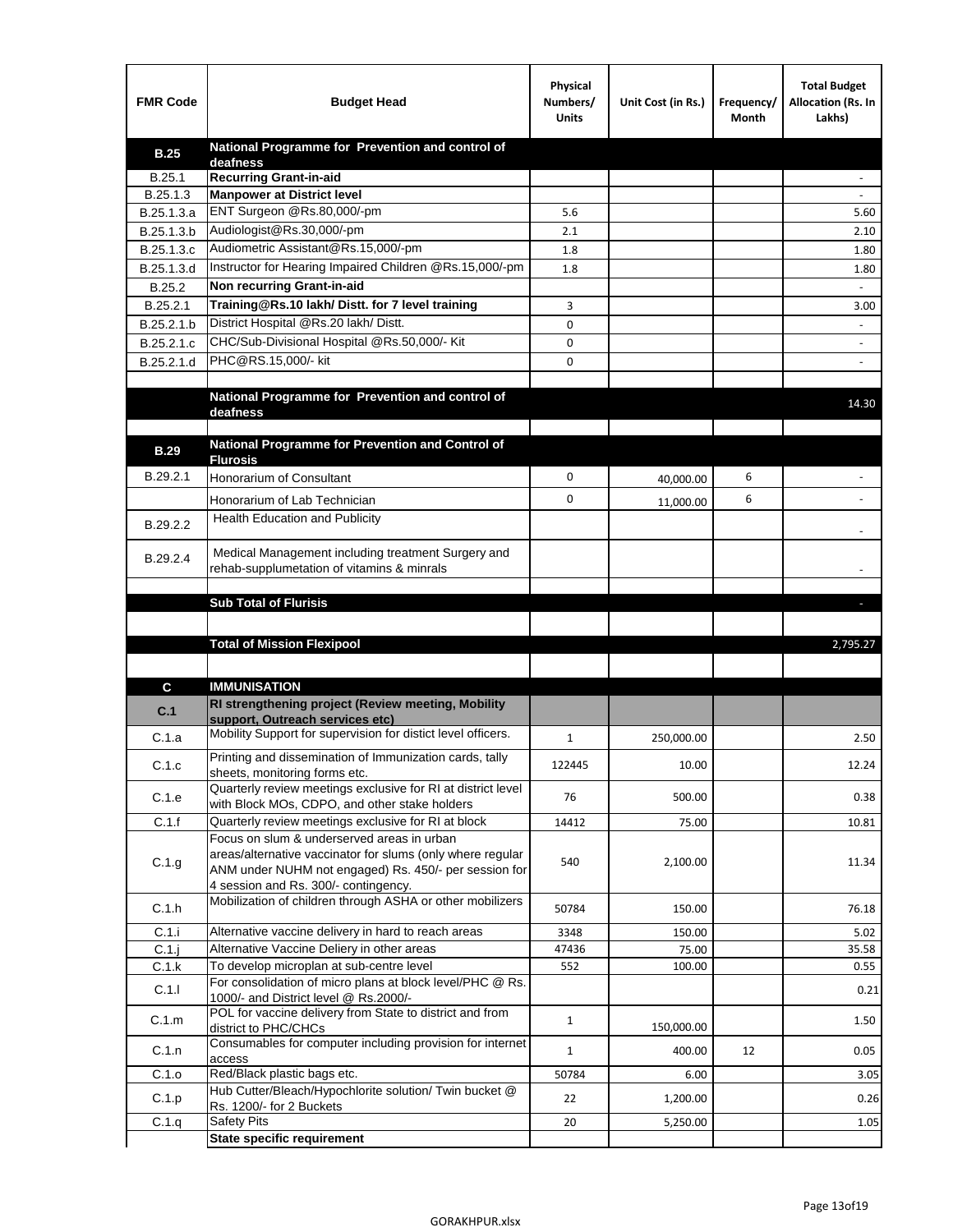| FMR Code | Budget Head | Physical Numbers/ Units | Unit Cost (in Rs.) | Frequency/ Month | Total Budget Allocation (Rs. In Lakhs) |
|---|---|---|---|---|---|
| **B.25** | **National Programme for Prevention and control of deafness** | | | | |
| B.25.1 | **Recurring Grant-in-aid** | | | | - |
| B.25.1.3 | **Manpower at District level** | | | | - |
| B.25.1.3.a | ENT Surgeon @Rs.80,000/-pm | 5.6 | | | 5.60 |
| B.25.1.3.b | Audiologist@Rs.30,000/-pm | 2.1 | | | 2.10 |
| B.25.1.3.c | Audiometric Assistant@Rs.15,000/-pm | 1.8 | | | 1.80 |
| B.25.1.3.d | Instructor for Hearing Impaired Children @Rs.15,000/-pm | 1.8 | | | 1.80 |
| B.25.2 | **Non recurring Grant-in-aid** | | | | - |
| B.25.2.1 | **Training@Rs.10 lakh/ Distt. for 7 level training** | 3 | | | 3.00 |
| B.25.2.1.b | District Hospital @Rs.20 lakh/ Distt. | 0 | | | - |
| B.25.2.1.c | CHC/Sub-Divisional Hospital @Rs.50,000/- Kit | 0 | | | - |
| B.25.2.1.d | PHC@RS.15,000/- kit | 0 | | | - |
| | | | | | |
| | **National Programme for Prevention and control of deafness** | | | | 14.30 |
| | | | | | |
| **B.29** | **National Programme for Prevention and Control of Flurosis** | | | | |
| B.29.2.1 | Honorarium of Consultant | 0 | 40,000.00 | 6 | - |
| | Honorarium of Lab Technician | 0 | 11,000.00 | 6 | - |
| B.29.2.2 | Health Education and Publicity | | | | - |
| B.29.2.4 | Medical Management including treatment Surgery and rehab-supplumetation of vitamins & minrals | | | | - |
| | | | | | |
| | **Sub Total of Flurisis** | | | | - |
| | | | | | |
| | **Total of Mission Flexipool** | | | | 2,795.27 |
| | | | | | |
| **C** | **IMMUNISATION** | | | | |
| **C.1** | **RI strengthening project (Review meeting, Mobility support, Outreach services etc)** | | | | |
| C.1.a | Mobility Support for supervision for distict level officers. | 1 | 250,000.00 | | 2.50 |
| C.1.c | Printing and dissemination of Immunization cards, tally sheets, monitoring forms etc. | 122445 | 10.00 | | 12.24 |
| C.1.e | Quarterly review meetings exclusive for RI at district level with Block MOs, CDPO, and other stake holders | 76 | 500.00 | | 0.38 |
| C.1.f | Quarterly review meetings exclusive for RI at block | 14412 | 75.00 | | 10.81 |
| C.1.g | Focus on slum & underserved areas in urban areas/alternative vaccinator for slums (only where regular ANM under NUHM not engaged) Rs. 450/- per session for 4 session and Rs. 300/- contingency. | 540 | 2,100.00 | | 11.34 |
| C.1.h | Mobilization of children through ASHA or other mobilizers | 50784 | 150.00 | | 76.18 |
| C.1.i | Alternative vaccine delivery in hard to reach areas | 3348 | 150.00 | | 5.02 |
| C.1.j | Alternative Vaccine Deliery in other areas | 47436 | 75.00 | | 35.58 |
| C.1.k | To develop microplan at sub-centre level | 552 | 100.00 | | 0.55 |
| C.1.l | For consolidation of micro plans at block level/PHC @ Rs. 1000/- and District level @ Rs.2000/- | | | | 0.21 |
| C.1.m | POL for vaccine delivery from State to district and from district to PHC/CHCs | 1 | 150,000.00 | | 1.50 |
| C.1.n | Consumables for computer including provision for internet access | 1 | 400.00 | 12 | 0.05 |
| C.1.o | Red/Black plastic bags etc. | 50784 | 6.00 | | 3.05 |
| C.1.p | Hub Cutter/Bleach/Hypochlorite solution/ Twin bucket @ Rs. 1200/- for 2 Buckets | 22 | 1,200.00 | | 0.26 |
| C.1.q | Safety Pits | 20 | 5,250.00 | | 1.05 |
| | **State specific requirement** | | | | |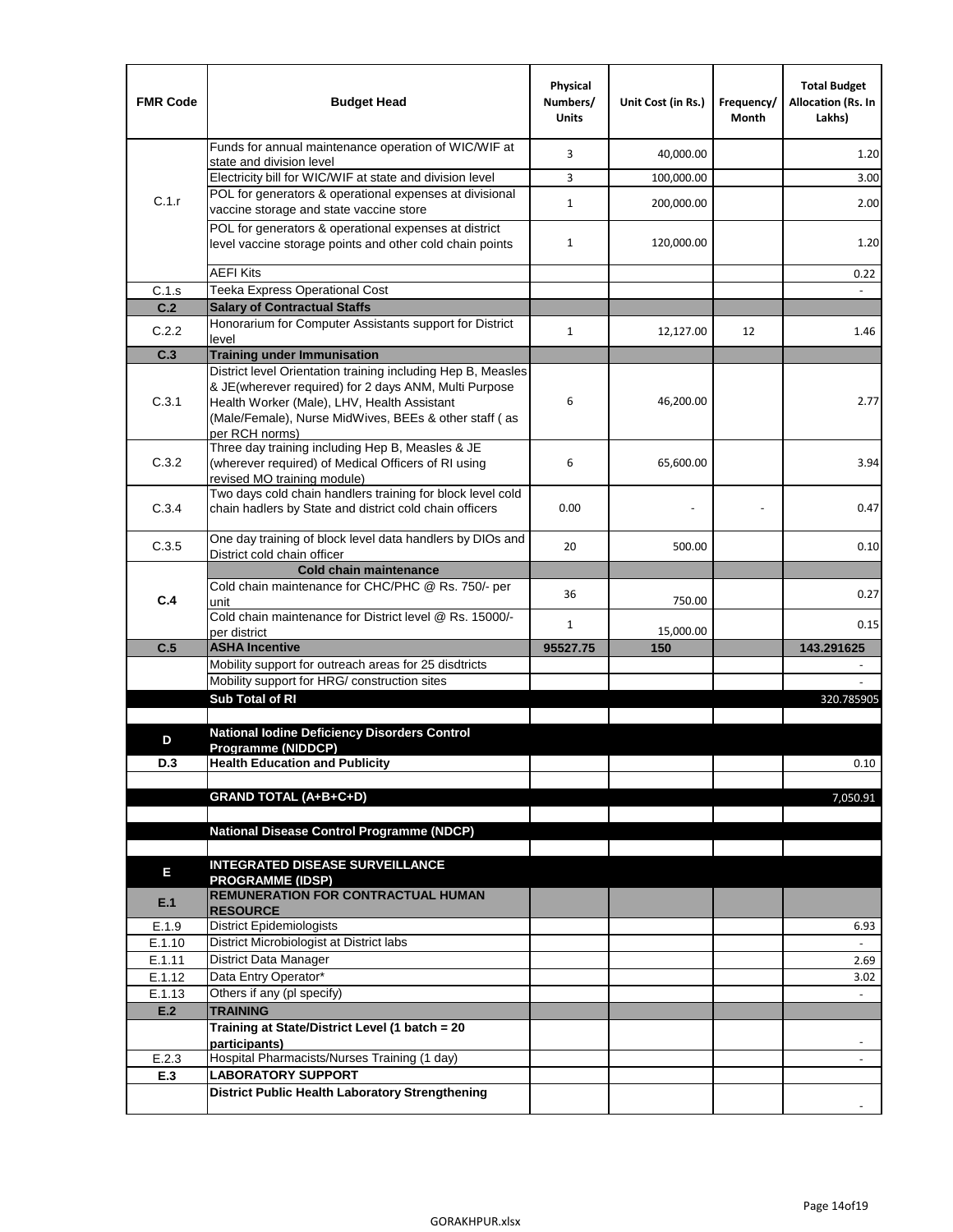| FMR Code | Budget Head | Physical Numbers/ Units | Unit Cost (in Rs.) | Frequency/ Month | Total Budget Allocation (Rs. In Lakhs) |
|---|---|---|---|---|---|
| C.1.r | Funds for annual maintenance operation of WIC/WIF at state and division level | 3 | 40,000.00 | | 1.20 |
| | Electricity bill for WIC/WIF at state and division level | 3 | 100,000.00 | | 3.00 |
| | POL for generators & operational expenses at divisional vaccine storage and state vaccine store | 1 | 200,000.00 | | 2.00 |
| | POL for generators & operational expenses at district level vaccine storage points and other cold chain points | 1 | 120,000.00 | | 1.20 |
| | AEFI Kits | | | | 0.22 |
| C.1.s | Teeka Express Operational Cost | | | | - |
| **C.2** | **Salary of Contractual Staffs** | | | | |
| C.2.2 | Honorarium for Computer Assistants support for District level | 1 | 12,127.00 | 12 | 1.46 |
| **C.3** | **Training under Immunisation** | | | | |
| C.3.1 | District level Orientation training including Hep B, Measles & JE(wherever required) for 2 days ANM, Multi Purpose Health Worker (Male), LHV, Health Assistant (Male/Female), Nurse MidWives, BEEs & other staff ( as per RCH norms) | 6 | 46,200.00 | | 2.77 |
| C.3.2 | Three day training including Hep B, Measles & JE (wherever required) of Medical Officers of RI using revised MO training module) | 6 | 65,600.00 | | 3.94 |
| C.3.4 | Two days cold chain handlers training for block level cold chain hadlers by State and district cold chain officers | 0.00 | - | - | 0.47 |
| C.3.5 | One day training of block level data handlers by DIOs and District cold chain officer | 20 | 500.00 | | 0.10 |
| **C.4** | **Cold chain maintenance** | | | | |
| | Cold chain maintenance for CHC/PHC @ Rs. 750/- per unit | 36 | 750.00 | | 0.27 |
| | Cold chain maintenance for District level @ Rs. 15000/- per district | 1 | 15,000.00 | | 0.15 |
| **C.5** | **ASHA Incentive** | **95527.75** | **150** | | **143.291625** |
| | Mobility support for outreach areas for 25 disdtricts | | | | - |
| | Mobility support for HRG/ construction sites | | | | - |
| | **Sub Total of RI** | | | | 320.785905 |
| | | | | | |
| **D** | **National Iodine Deficiency Disorders Control Programme (NIDDCP)** | | | | |
| **D.3** | **Health Education and Publicity** | | | | 0.10 |
| | | | | | |
| | **GRAND TOTAL (A+B+C+D)** | | | | 7,050.91 |
| | | | | | |
| | **National Disease Control Programme (NDCP)** | | | | |
| | | | | | |
| **E** | **INTEGRATED DISEASE SURVEILLANCE PROGRAMME (IDSP)** | | | | |
| **E.1** | **REMUNERATION FOR CONTRACTUAL HUMAN RESOURCE** | | | | |
| E.1.9 | District Epidemiologists | | | | 6.93 |
| E.1.10 | District Microbiologist at District labs | | | | - |
| E.1.11 | District Data Manager | | | | 2.69 |
| E.1.12 | Data Entry Operator* | | | | 3.02 |
| E.1.13 | Others if any (pl specify) | | | | - |
| **E.2** | **TRAINING** | | | | |
| | **Training at State/District Level (1 batch = 20 participants)** | | | | - |
| E.2.3 | Hospital Pharmacists/Nurses Training (1 day) | | | | - |
| **E.3** | **LABORATORY SUPPORT** | | | | |
| | **District Public Health Laboratory Strengthening** | | | | - |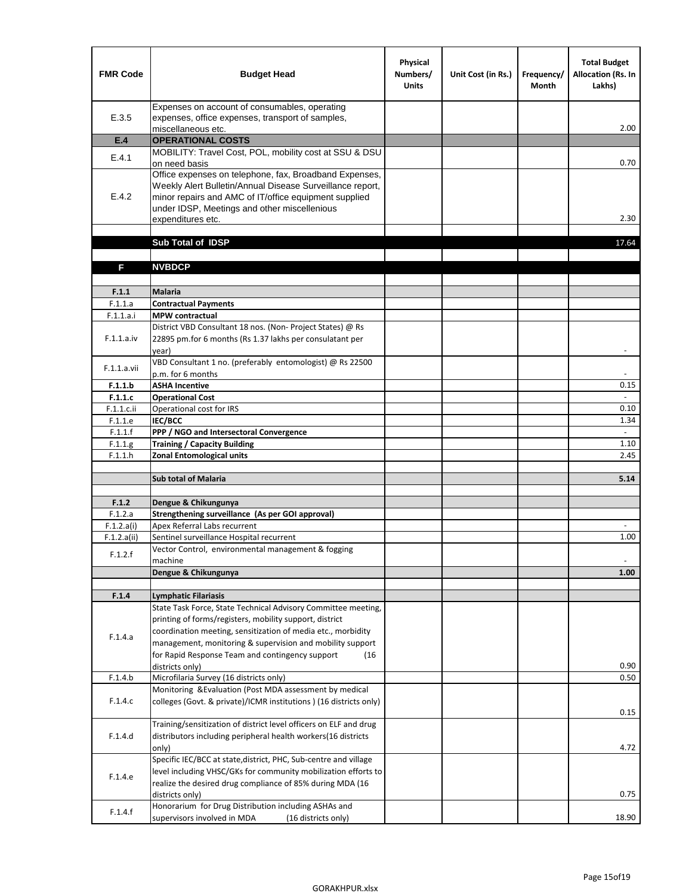| FMR Code | Budget Head | Physical Numbers/ Units | Unit Cost (in Rs.) | Frequency/ Month | Total Budget Allocation (Rs. In Lakhs) |
|---|---|---|---|---|---|
| E.3.5 | Expenses on account of consumables, operating expenses, office expenses, transport of samples, miscellaneous etc. | | | | 2.00 |
| **E.4** | **OPERATIONAL COSTS** | | | | |
| E.4.1 | MOBILITY: Travel Cost, POL, mobility cost at SSU & DSU on need basis | | | | 0.70 |
| E.4.2 | Office expenses on telephone, fax, Broadband Expenses, Weekly Alert Bulletin/Annual Disease Surveillance report, minor repairs and AMC of IT/office equipment supplied under IDSP, Meetings and other miscellenious expenditures etc. | | | | 2.30 |
| | | | | | |
| | **Sub Total of IDSP** | | | | 17.64 |
| | | | | | |
| **F** | **NVBDCP** | | | | |
| | | | | | |
| **F.1.1** | **Malaria** | | | | |
| F.1.1.a | **Contractual Payments** | | | | |
| F.1.1.a.i | **MPW contractual** | | | | |
| F.1.1.a.iv | District VBD Consultant 18 nos. (Non- Project States) @ Rs 22895 pm.for 6 months (Rs 1.37 lakhs per consulatant per year) | | | | - |
| F.1.1.a.vii | VBD Consultant 1 no. (preferably entomologist) @ Rs 22500 p.m. for 6 months | | | | - |
| **F.1.1.b** | **ASHA Incentive** | | | | 0.15 |
| **F.1.1.c** | **Operational Cost** | | | | - |
| F.1.1.c.ii | Operational cost for IRS | | | | 0.10 |
| F.1.1.e | **IEC/BCC** | | | | 1.34 |
| F.1.1.f | **PPP / NGO and Intersectoral Convergence** | | | | - |
| F.1.1.g | **Training / Capacity Building** | | | | 1.10 |
| F.1.1.h | **Zonal Entomological units** | | | | 2.45 |
| | | | | | |
| | **Sub total of Malaria** | | | | **5.14** |
| | | | | | |
| **F.1.2** | **Dengue & Chikungunya** | | | | |
| F.1.2.a | **Strengthening surveillance (As per GOI approval)** | | | | |
| F.1.2.a(i) | Apex Referral Labs recurrent | | | | - |
| F.1.2.a(ii) | Sentinel surveillance Hospital recurrent | | | | 1.00 |
| F.1.2.f | Vector Control, environmental management & fogging machine | | | | - |
| | **Dengue & Chikungunya** | | | | **1.00** |
| | | | | | |
| **F.1.4** | **Lymphatic Filariasis** | | | | |
| F.1.4.a | State Task Force, State Technical Advisory Committee meeting, printing of forms/registers, mobility support, district coordination meeting, sensitization of media etc., morbidity management, monitoring & supervision and mobility support for Rapid Response Team and contingency support (16 districts only) | | | | 0.90 |
| F.1.4.b | Microfilaria Survey (16 districts only) | | | | 0.50 |
| F.1.4.c | Monitoring &Evaluation (Post MDA assessment by medical colleges (Govt. & private)/ICMR institutions ) (16 districts only) | | | | 0.15 |
| F.1.4.d | Training/sensitization of district level officers on ELF and drug distributors including peripheral health workers(16 districts only) | | | | 4.72 |
| F.1.4.e | Specific IEC/BCC at state,district, PHC, Sub-centre and village level including VHSC/GKs for community mobilization efforts to realize the desired drug compliance of 85% during MDA (16 districts only) | | | | 0.75 |
| F.1.4.f | Honorarium for Drug Distribution including ASHAs and supervisors involved in MDA (16 districts only) | | | | 18.90 |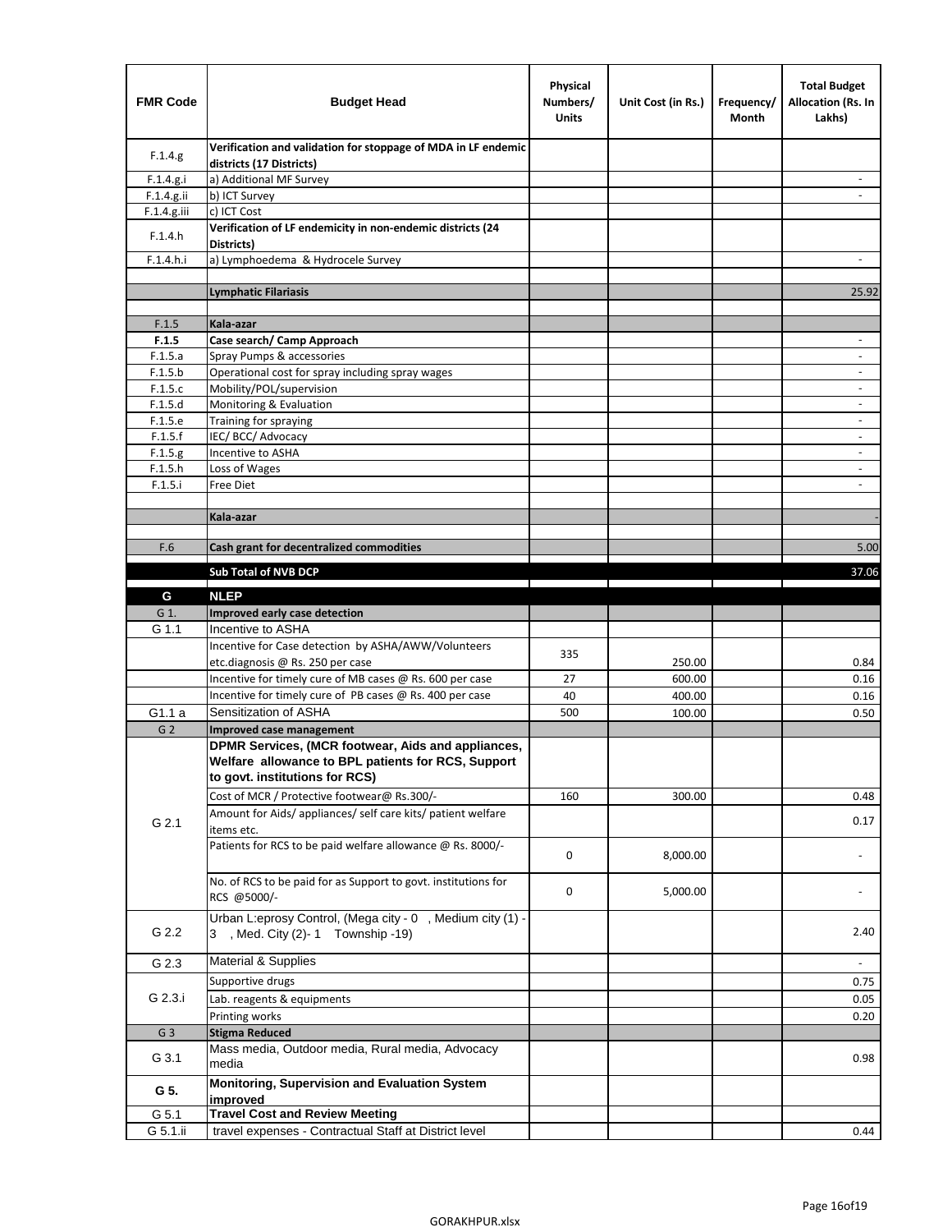| FMR Code | Budget Head | Physical Numbers/ Units | Unit Cost (in Rs.) | Frequency/ Month | Total Budget Allocation (Rs. In Lakhs) |
|---|---|---|---|---|---|
| F.1.4.g | **Verification and validation for stoppage of MDA in LF endemic districts (17 Districts)** | | | | |
| F.1.4.g.i | a) Additional MF Survey | | | | - |
| F.1.4.g.ii | b) ICT Survey | | | | - |
| F.1.4.g.iii | c) ICT Cost | | | | |
| F.1.4.h | **Verification of LF endemicity in non-endemic districts (24 Districts)** | | | | |
| F.1.4.h.i | a) Lymphoedema & Hydrocele Survey | | | | - |
| | | | | | |
| | **Lymphatic Filariasis** | | | | 25.92 |
| | | | | | |
| F.1.5 | **Kala-azar** | | | | |
| **F.1.5** | **Case search/ Camp Approach** | | | | - |
| F.1.5.a | Spray Pumps & accessories | | | | - |
| F.1.5.b | Operational cost for spray including spray wages | | | | - |
| F.1.5.c | Mobility/POL/supervision | | | | - |
| F.1.5.d | Monitoring & Evaluation | | | | - |
| F.1.5.e | Training for spraying | | | | - |
| F.1.5.f | IEC/ BCC/ Advocacy | | | | - |
| F.1.5.g | Incentive to ASHA | | | | - |
| F.1.5.h | Loss of Wages | | | | - |
| F.1.5.i | Free Diet | | | | - |
| | | | | | |
| | **Kala-azar** | | | | - |
| | | | | | |
| F.6 | **Cash grant for decentralized commodities** | | | | 5.00 |
| | **Sub Total of NVB DCP** | | | | 37.06 |
| **G** | **NLEP** | | | | |
| G 1. | **Improved early case detection** | | | | |
| G 1.1 | Incentive to ASHA | | | | |
| | Incentive for Case detection by ASHA/AWW/Volunteers etc.diagnosis @ Rs. 250 per case | 335 | 250.00 | | 0.84 |
| | Incentive for timely cure of MB cases @ Rs. 600 per case | 27 | 600.00 | | 0.16 |
| | Incentive for timely cure of PB cases @ Rs. 400 per case | 40 | 400.00 | | 0.16 |
| G1.1 a | Sensitization of ASHA | 500 | 100.00 | | 0.50 |
| G 2 | **Improved case management** | | | | |
| G 2.1 | **DPMR Services, (MCR footwear, Aids and appliances, Welfare allowance to BPL patients for RCS, Support to govt. institutions for RCS)** | | | | |
| | Cost of MCR / Protective footwear@ Rs.300/- | 160 | 300.00 | | 0.48 |
| | Amount for Aids/ appliances/ self care kits/ patient welfare items etc. | | | | 0.17 |
| | Patients for RCS to be paid welfare allowance @ Rs. 8000/- | 0 | 8,000.00 | | - |
| | No. of RCS to be paid for as Support to govt. institutions for RCS @5000/- | 0 | 5,000.00 | | - |
| G 2.2 | Urban L:eprosy Control, (Mega city - 0 , Medium city (1) - 3 , Med. City (2)- 1 Township -19) | | | | 2.40 |
| G 2.3 | Material & Supplies | | | | - |
| G 2.3.i | Supportive drugs | | | | 0.75 |
| | Lab. reagents & equipments | | | | 0.05 |
| | Printing works | | | | 0.20 |
| G 3 | **Stigma Reduced** | | | | |
| G 3.1 | Mass media, Outdoor media, Rural media, Advocacy media | | | | 0.98 |
| **G 5.** | **Monitoring, Supervision and Evaluation System improved** | | | | |
| G 5.1 | **Travel Cost and Review Meeting** | | | | |
| G 5.1.ii | travel expenses - Contractual Staff at District level | | | | 0.44 |

GORAKHPUR.xlsx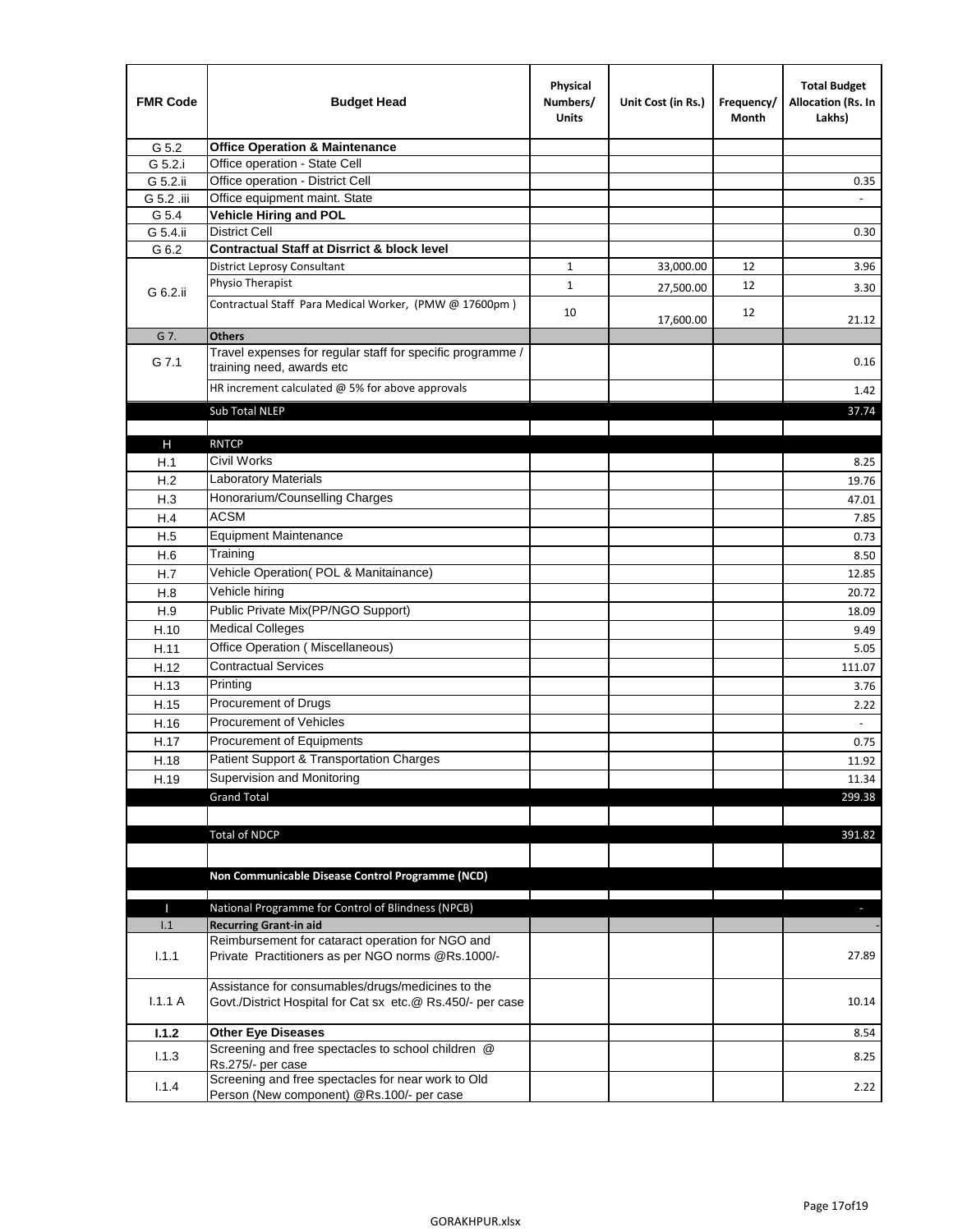| FMR Code | Budget Head | Physical Numbers/ Units | Unit Cost (in Rs.) | Frequency/ Month | Total Budget Allocation (Rs. In Lakhs) |
|---|---|---|---|---|---|
| G 5.2 | **Office Operation & Maintenance** | | | | |
| G 5.2.i | Office operation - State Cell | | | | |
| G 5.2.ii | Office operation - District Cell | | | | 0.35 |
| G 5.2 .iii | Office equipment maint. State | | | | - |
| G 5.4 | **Vehicle Hiring and POL** | | | | |
| G 5.4.ii | District Cell | | | | 0.30 |
| G 6.2 | **Contractual Staff at Disrrict & block level** | | | | |
| G 6.2.ii | District Leprosy Consultant | 1 | 33,000.00 | 12 | 3.96 |
| | Physio Therapist | 1 | 27,500.00 | 12 | 3.30 |
| | Contractual Staff Para Medical Worker, (PMW @ 17600pm ) | 10 | 17,600.00 | 12 | 21.12 |
| G 7. | **Others** | | | | |
| G 7.1 | Travel expenses for regular staff for specific programme / training need, awards etc | | | | 0.16 |
| | HR increment calculated @ 5% for above approvals | | | | 1.42 |
| | Sub Total NLEP | | | | 37.74 |
| | | | | | |
| H | RNTCP | | | | |
| H.1 | Civil Works | | | | 8.25 |
| H.2 | Laboratory Materials | | | | 19.76 |
| H.3 | Honorarium/Counselling Charges | | | | 47.01 |
| H.4 | ACSM | | | | 7.85 |
| H.5 | Equipment Maintenance | | | | 0.73 |
| H.6 | Training | | | | 8.50 |
| H.7 | Vehicle Operation( POL & Manitainance) | | | | 12.85 |
| H.8 | Vehicle hiring | | | | 20.72 |
| H.9 | Public Private Mix(PP/NGO Support) | | | | 18.09 |
| H.10 | Medical Colleges | | | | 9.49 |
| H.11 | Office Operation ( Miscellaneous) | | | | 5.05 |
| H.12 | Contractual Services | | | | 111.07 |
| H.13 | Printing | | | | 3.76 |
| H.15 | Procurement of Drugs | | | | 2.22 |
| H.16 | Procurement of Vehicles | | | | - |
| H.17 | Procurement of Equipments | | | | 0.75 |
| H.18 | Patient Support & Transportation Charges | | | | 11.92 |
| H.19 | Supervision and Monitoring | | | | 11.34 |
| | Grand Total | | | | 299.38 |
| | | | | | |
| | Total of NDCP | | | | 391.82 |
| | | | | | |
| | **Non Communicable Disease Control Programme (NCD)** | | | | |
| | | | | | |
| I | National Programme for Control of Blindness (NPCB) | | | | - |
| I.1 | **Recurring Grant-in aid** | | | | - |
| I.1.1 | Reimbursement for cataract operation for NGO and Private Practitioners as per NGO norms @Rs.1000/- | | | | 27.89 |
| I.1.1 A | Assistance for consumables/drugs/medicines to the Govt./District Hospital for Cat sx etc.@ Rs.450/- per case | | | | 10.14 |
| **I.1.2** | **Other Eye Diseases** | | | | 8.54 |
| I.1.3 | Screening and free spectacles to school children @ Rs.275/- per case | | | | 8.25 |
| I.1.4 | Screening and free spectacles for near work to Old Person (New component) @Rs.100/- per case | | | | 2.22 |

GORAKHPUR.xlsx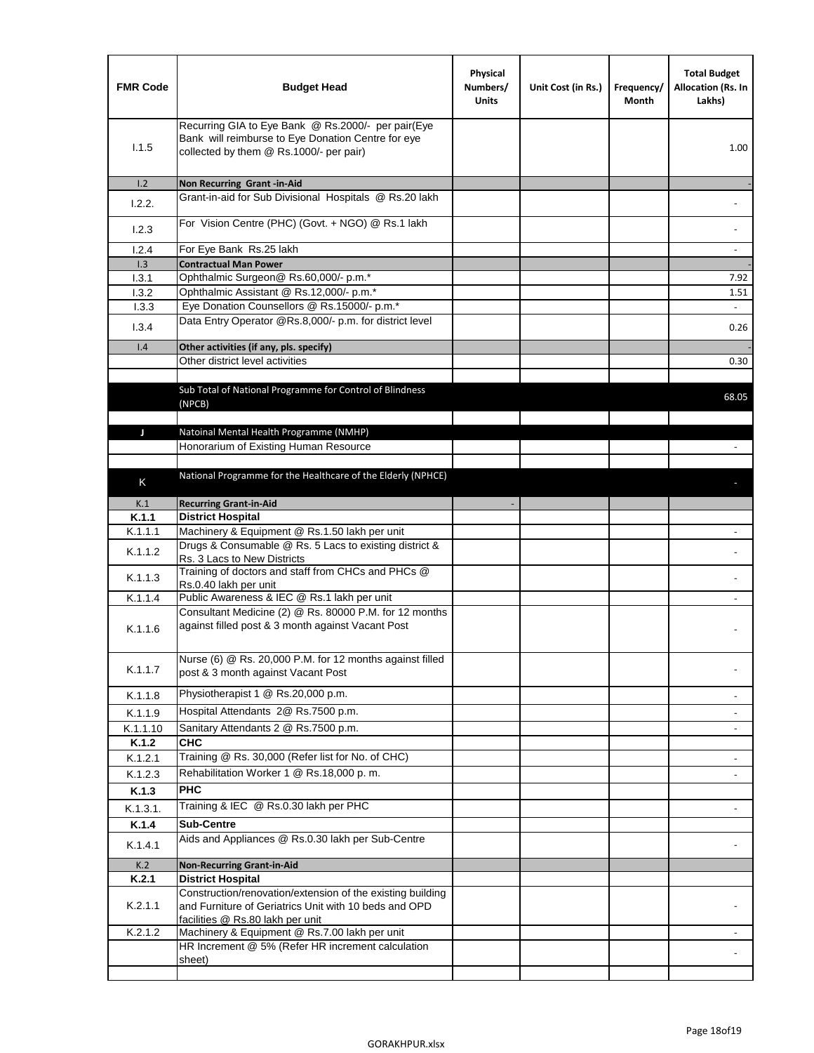| FMR Code | Budget Head | Physical Numbers/ Units | Unit Cost (in Rs.) | Frequency/ Month | Total Budget Allocation (Rs. In Lakhs) |
|---|---|---|---|---|---|
| I.1.5 | Recurring GIA to Eye Bank @ Rs.2000/- per pair(Eye Bank will reimburse to Eye Donation Centre for eye collected by them @ Rs.1000/- per pair) | | | | 1.00 |
| I.2 | **Non Recurring Grant -in-Aid** | | | | - |
| I.2.2. | Grant-in-aid for Sub Divisional Hospitals @ Rs.20 lakh | | | | - |
| I.2.3 | For Vision Centre (PHC) (Govt. + NGO) @ Rs.1 lakh | | | | - |
| I.2.4 | For Eye Bank Rs.25 lakh | | | | - |
| I.3 | **Contractual Man Power** | | | | - |
| I.3.1 | Ophthalmic Surgeon@ Rs.60,000/- p.m.* | | | | 7.92 |
| I.3.2 | Ophthalmic Assistant @ Rs.12,000/- p.m.* | | | | 1.51 |
| I.3.3 | Eye Donation Counsellors @ Rs.15000/- p.m.* | | | | - |
| I.3.4 | Data Entry Operator @Rs.8,000/- p.m. for district level | | | | 0.26 |
| I.4 | **Other activities (if any, pls. specify)** | | | | - |
| | Other district level activities | | | | 0.30 |
| | | | | | |
| | Sub Total of National Programme for Control of Blindness (NPCB) | | | | 68.05 |
| | | | | | |
| J | Natoinal Mental Health Programme (NMHP) | | | | |
| | Honorarium of Existing Human Resource | | | | - |
| | | | | | |
| K | National Programme for the Healthcare of the Elderly (NPHCE) | | | | - |
| K.1 | **Recurring Grant-in-Aid** | - | | | |
| **K.1.1** | **District Hospital** | | | | |
| K.1.1.1 | Machinery & Equipment @ Rs.1.50 lakh per unit | | | | - |
| K.1.1.2 | Drugs & Consumable @ Rs. 5 Lacs to existing district & Rs. 3 Lacs to New Districts | | | | - |
| K.1.1.3 | Training of doctors and staff from CHCs and PHCs @ Rs.0.40 lakh per unit | | | | - |
| K.1.1.4 | Public Awareness & IEC @ Rs.1 lakh per unit | | | | - |
| K.1.1.6 | Consultant Medicine (2) @ Rs. 80000 P.M. for 12 months against filled post & 3 month against Vacant Post | | | | - |
| K.1.1.7 | Nurse (6) @ Rs. 20,000 P.M. for 12 months against filled post & 3 month against Vacant Post | | | | - |
| K.1.1.8 | Physiotherapist 1 @ Rs.20,000 p.m. | | | | - |
| K.1.1.9 | Hospital Attendants 2@ Rs.7500 p.m. | | | | - |
| K.1.1.10 | Sanitary Attendants 2 @ Rs.7500 p.m. | | | | - |
| **K.1.2** | **CHC** | | | | |
| K.1.2.1 | Training @ Rs. 30,000 (Refer list for No. of CHC) | | | | - |
| K.1.2.3 | Rehabilitation Worker 1 @ Rs.18,000 p. m. | | | | - |
| **K.1.3** | **PHC** | | | | |
| K.1.3.1. | Training & IEC @ Rs.0.30 lakh per PHC | | | | - |
| **K.1.4** | **Sub-Centre** | | | | |
| K.1.4.1 | Aids and Appliances @ Rs.0.30 lakh per Sub-Centre | | | | - |
| K.2 | **Non-Recurring Grant-in-Aid** | | | | |
| **K.2.1** | **District Hospital** | | | | |
| K.2.1.1 | Construction/renovation/extension of the existing building and Furniture of Geriatrics Unit with 10 beds and OPD facilities @ Rs.80 lakh per unit | | | | - |
| K.2.1.2 | Machinery & Equipment @ Rs.7.00 lakh per unit | | | | - |
| | HR Increment @ 5% (Refer HR increment calculation sheet) | | | | - |
| | | | | | |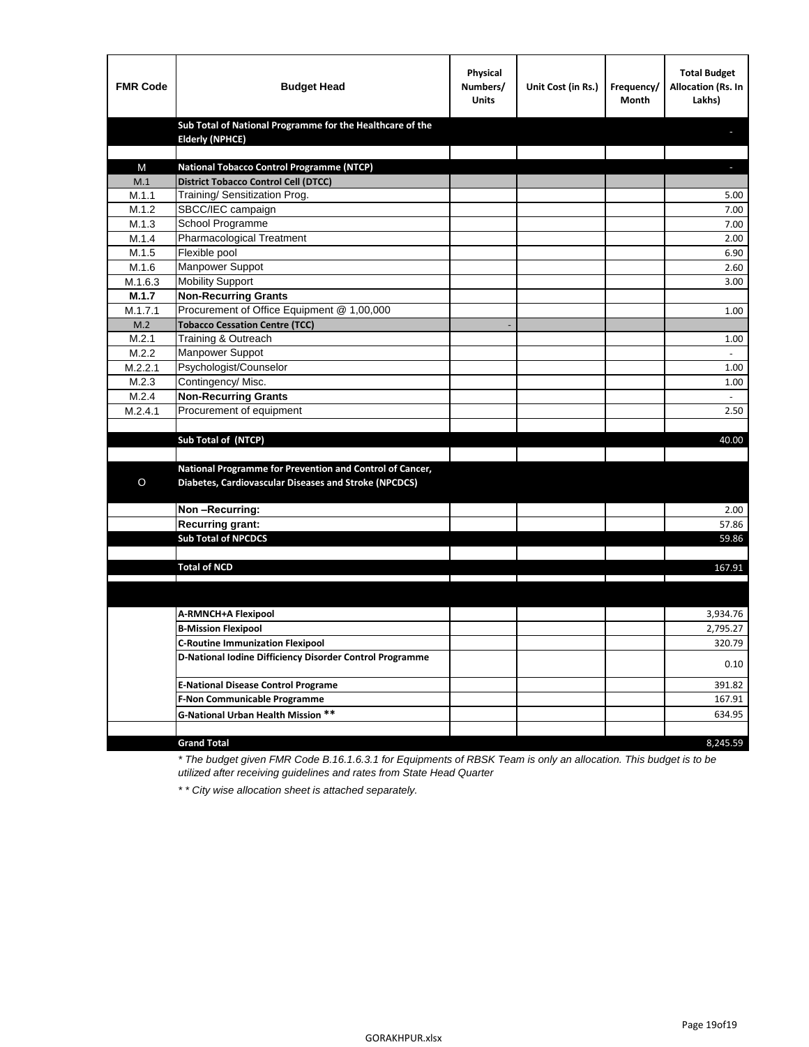| FMR Code | Budget Head | Physical Numbers/ Units | Unit Cost (in Rs.) | Frequency/ Month | Total Budget Allocation (Rs. In Lakhs) |
|---|---|---|---|---|---|
| | **Sub Total of National Programme for the Healthcare of the Elderly (NPHCE)** | | | | - |
| | | | | | |
| M | **National Tobacco Control Programme (NTCP)** | | | | - |
| M.1 | **District Tobacco Control Cell (DTCC)** | | | | |
| M.1.1 | Training/ Sensitization Prog. | | | | 5.00 |
| M.1.2 | SBCC/IEC campaign | | | | 7.00 |
| M.1.3 | School Programme | | | | 7.00 |
| M.1.4 | Pharmacological Treatment | | | | 2.00 |
| M.1.5 | Flexible pool | | | | 6.90 |
| M.1.6 | Manpower Suppot | | | | 2.60 |
| M.1.6.3 | Mobility Support | | | | 3.00 |
| **M.1.7** | **Non-Recurring Grants** | | | | |
| M.1.7.1 | Procurement of Office Equipment @ 1,00,000 | | | | 1.00 |
| M.2 | **Tobacco Cessation Centre (TCC)** | - | | | |
| M.2.1 | Training & Outreach | | | | 1.00 |
| M.2.2 | Manpower Suppot | | | | - |
| M.2.2.1 | Psychologist/Counselor | | | | 1.00 |
| M.2.3 | Contingency/ Misc. | | | | 1.00 |
| M.2.4 | **Non-Recurring Grants** | | | | - |
| M.2.4.1 | Procurement of equipment | | | | 2.50 |
| | | | | | |
| | **Sub Total of (NTCP)** | | | | 40.00 |
| | | | | | |
| O | **National Programme for Prevention and Control of Cancer, Diabetes, Cardiovascular Diseases and Stroke (NPCDCS)** | | | | |
| | **Non –Recurring:** | | | | 2.00 |
| | **Recurring grant:** | | | | 57.86 |
| | **Sub Total of NPCDCS** | | | | 59.86 |
| | | | | | |
| | **Total of NCD** | | | | 167.91 |
| | | | | | |
| | **A-RMNCH+A Flexipool** | | | | 3,934.76 |
| | **B-Mission Flexipool** | | | | 2,795.27 |
| | **C-Routine Immunization Flexipool** | | | | 320.79 |
| | **D-National Iodine Difficiency Disorder Control Programme** | | | | 0.10 |
| | **E-National Disease Control Programe** | | | | 391.82 |
| | **F-Non Communicable Programme** | | | | 167.91 |
| | **G-National Urban Health Mission \*\*** | | | | 634.95 |
| | | | | | |
| | **Grand Total** | | | | 8,245.59 |

*\* The budget given FMR Code B.16.1.6.3.1 for Equipments of RBSK Team is only an allocation. This budget is to be utilized after receiving guidelines and rates from State Head Quarter*

*\* \* City wise allocation sheet is attached separately.*

GORAKHPUR.xlsx